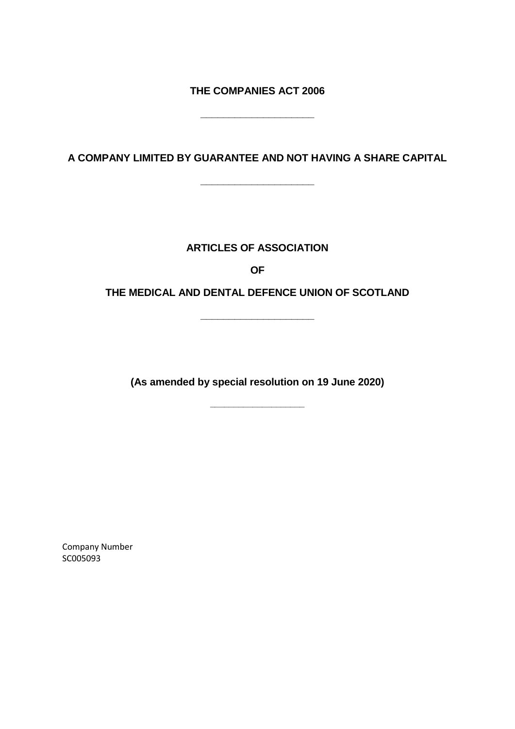**THE COMPANIES ACT 2006**

---

**A COMPANY LIMITED BY GUARANTEE AND NOT HAVING A SHARE CAPITAL**

---

# ARTICLES OF ASSOCIATION

# OF

# THE MEDICAL AND DENTAL DEFENCE UNION OF SCOTLAND

---

**(As amended by special resolution on 19 June 2020)**

---

Company Number
SC005093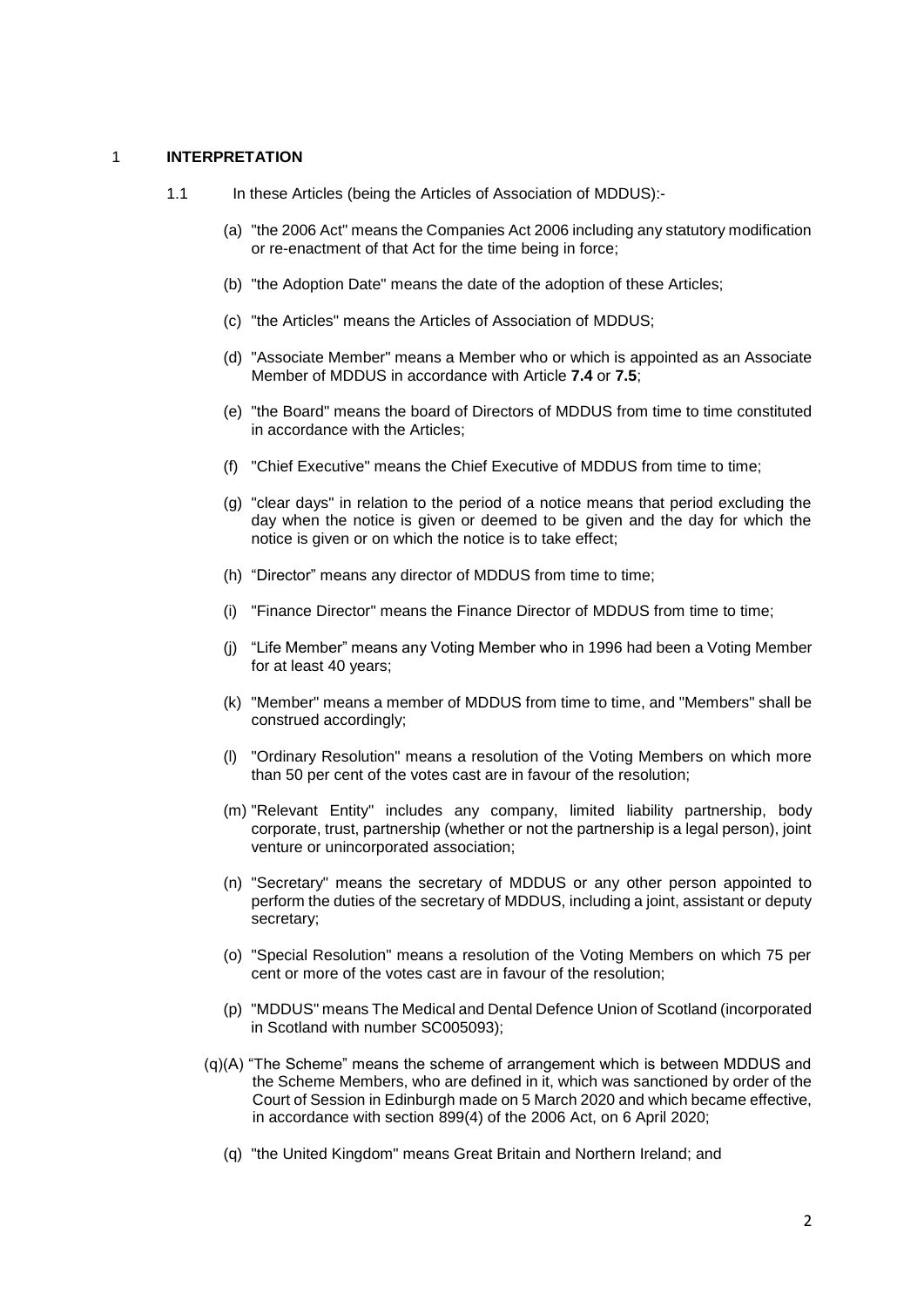## 1 INTERPRETATION

1.1 In these Articles (being the Articles of Association of MDDUS):-

(a) "the 2006 Act" means the Companies Act 2006 including any statutory modification or re-enactment of that Act for the time being in force;

(b) "the Adoption Date" means the date of the adoption of these Articles;

(c) "the Articles" means the Articles of Association of MDDUS;

(d) "Associate Member" means a Member who or which is appointed as an Associate Member of MDDUS in accordance with Article **7.4** or **7.5**;

(e) "the Board" means the board of Directors of MDDUS from time to time constituted in accordance with the Articles;

(f) "Chief Executive" means the Chief Executive of MDDUS from time to time;

(g) "clear days" in relation to the period of a notice means that period excluding the day when the notice is given or deemed to be given and the day for which the notice is given or on which the notice is to take effect;

(h) "Director" means any director of MDDUS from time to time;

(i) "Finance Director" means the Finance Director of MDDUS from time to time;

(j) "Life Member" means any Voting Member who in 1996 had been a Voting Member for at least 40 years;

(k) "Member" means a member of MDDUS from time to time, and "Members" shall be construed accordingly;

(l) "Ordinary Resolution" means a resolution of the Voting Members on which more than 50 per cent of the votes cast are in favour of the resolution;

(m) "Relevant Entity" includes any company, limited liability partnership, body corporate, trust, partnership (whether or not the partnership is a legal person), joint venture or unincorporated association;

(n) "Secretary" means the secretary of MDDUS or any other person appointed to perform the duties of the secretary of MDDUS, including a joint, assistant or deputy secretary;

(o) "Special Resolution" means a resolution of the Voting Members on which 75 per cent or more of the votes cast are in favour of the resolution;

(p) "MDDUS" means The Medical and Dental Defence Union of Scotland (incorporated in Scotland with number SC005093);

(q)(A) "The Scheme" means the scheme of arrangement which is between MDDUS and the Scheme Members, who are defined in it, which was sanctioned by order of the Court of Session in Edinburgh made on 5 March 2020 and which became effective, in accordance with section 899(4) of the 2006 Act, on 6 April 2020;

(q) "the United Kingdom" means Great Britain and Northern Ireland; and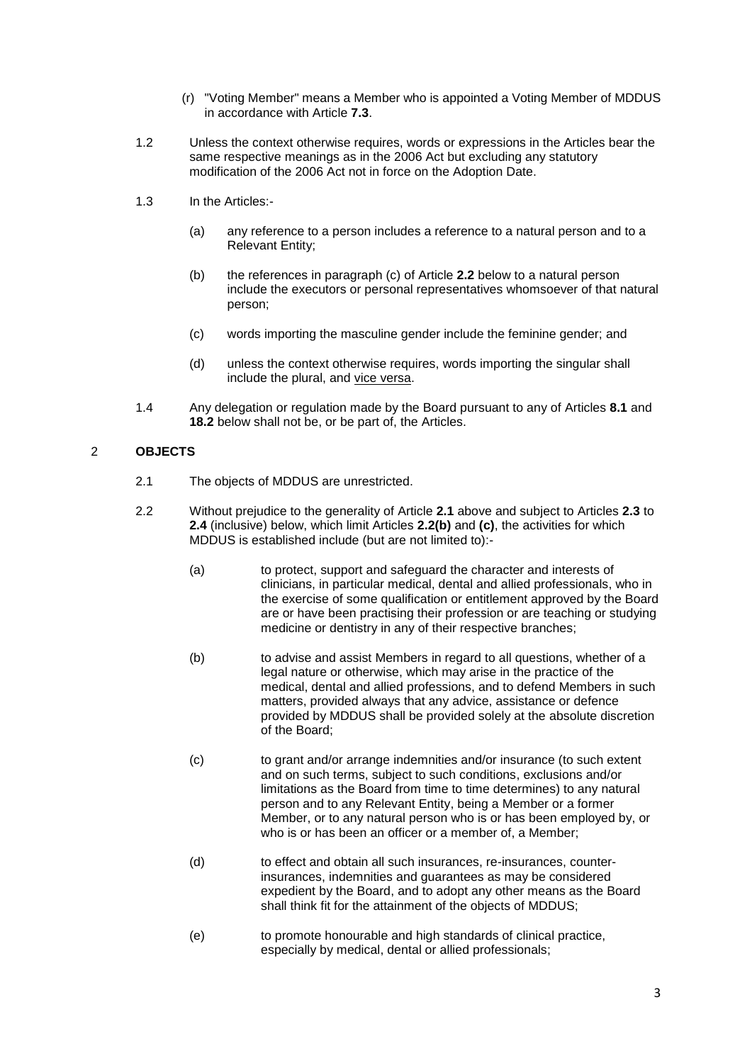(r) "Voting Member" means a Member who is appointed a Voting Member of MDDUS in accordance with Article **7.3**.

1.2 Unless the context otherwise requires, words or expressions in the Articles bear the same respective meanings as in the 2006 Act but excluding any statutory modification of the 2006 Act not in force on the Adoption Date.

1.3 In the Articles:-

(a) any reference to a person includes a reference to a natural person and to a Relevant Entity;

(b) the references in paragraph (c) of Article **2.2** below to a natural person include the executors or personal representatives whomsoever of that natural person;

(c) words importing the masculine gender include the feminine gender; and

(d) unless the context otherwise requires, words importing the singular shall include the plural, and vice versa.

1.4 Any delegation or regulation made by the Board pursuant to any of Articles **8.1** and **18.2** below shall not be, or be part of, the Articles.

## 2 OBJECTS

2.1 The objects of MDDUS are unrestricted.

2.2 Without prejudice to the generality of Article **2.1** above and subject to Articles **2.3** to **2.4** (inclusive) below, which limit Articles **2.2(b)** and **(c)**, the activities for which MDDUS is established include (but are not limited to):-

(a) to protect, support and safeguard the character and interests of clinicians, in particular medical, dental and allied professionals, who in the exercise of some qualification or entitlement approved by the Board are or have been practising their profession or are teaching or studying medicine or dentistry in any of their respective branches;

(b) to advise and assist Members in regard to all questions, whether of a legal nature or otherwise, which may arise in the practice of the medical, dental and allied professions, and to defend Members in such matters, provided always that any advice, assistance or defence provided by MDDUS shall be provided solely at the absolute discretion of the Board;

(c) to grant and/or arrange indemnities and/or insurance (to such extent and on such terms, subject to such conditions, exclusions and/or limitations as the Board from time to time determines) to any natural person and to any Relevant Entity, being a Member or a former Member, or to any natural person who is or has been employed by, or who is or has been an officer or a member of, a Member;

(d) to effect and obtain all such insurances, re-insurances, counter-insurances, indemnities and guarantees as may be considered expedient by the Board, and to adopt any other means as the Board shall think fit for the attainment of the objects of MDDUS;

(e) to promote honourable and high standards of clinical practice, especially by medical, dental or allied professionals;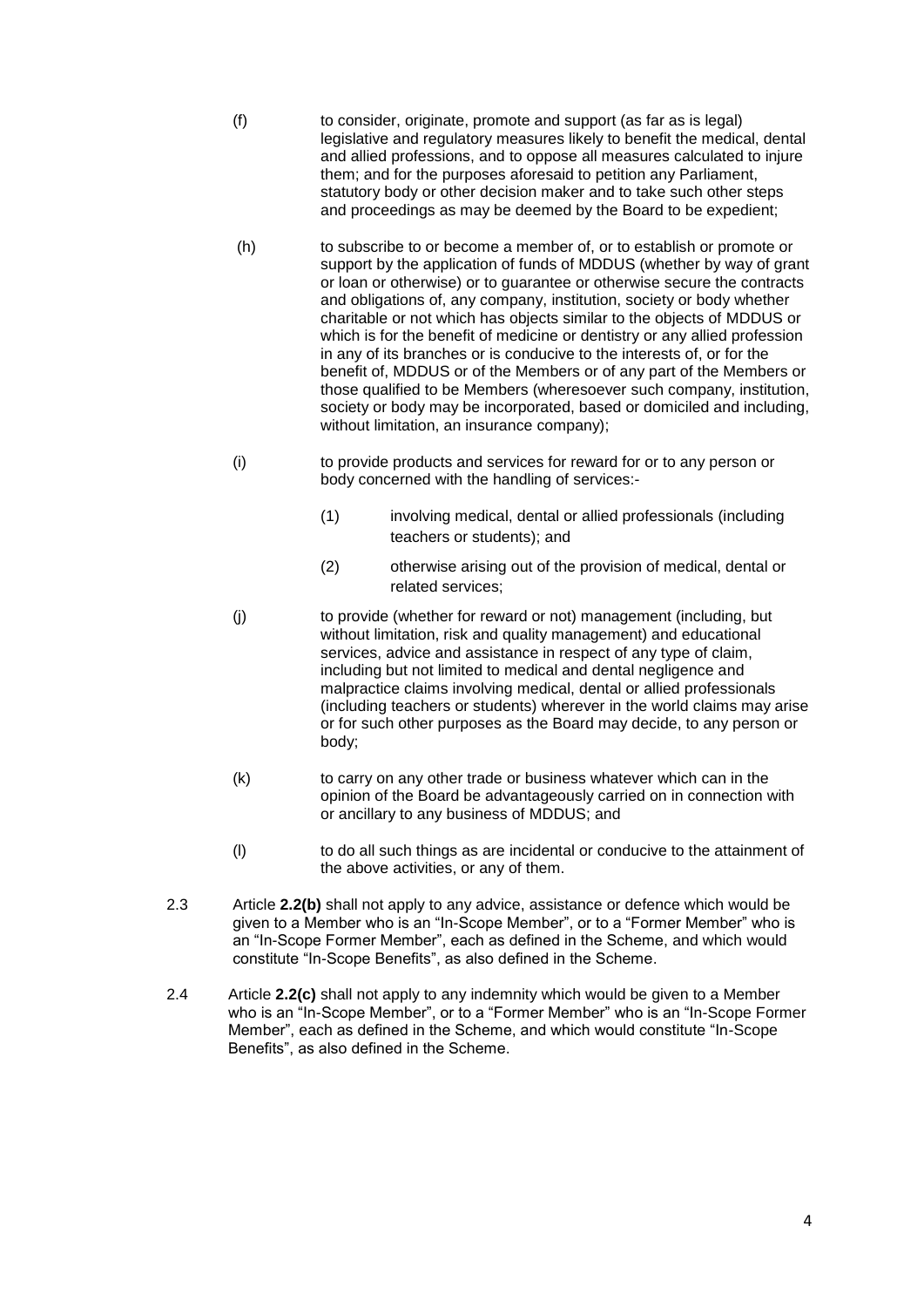(f) to consider, originate, promote and support (as far as is legal) legislative and regulatory measures likely to benefit the medical, dental and allied professions, and to oppose all measures calculated to injure them; and for the purposes aforesaid to petition any Parliament, statutory body or other decision maker and to take such other steps and proceedings as may be deemed by the Board to be expedient;

(h) to subscribe to or become a member of, or to establish or promote or support by the application of funds of MDDUS (whether by way of grant or loan or otherwise) or to guarantee or otherwise secure the contracts and obligations of, any company, institution, society or body whether charitable or not which has objects similar to the objects of MDDUS or which is for the benefit of medicine or dentistry or any allied profession in any of its branches or is conducive to the interests of, or for the benefit of, MDDUS or of the Members or of any part of the Members or those qualified to be Members (wheresoever such company, institution, society or body may be incorporated, based or domiciled and including, without limitation, an insurance company);

(i) to provide products and services for reward for or to any person or body concerned with the handling of services:-

  (1) involving medical, dental or allied professionals (including teachers or students); and

  (2) otherwise arising out of the provision of medical, dental or related services;

(j) to provide (whether for reward or not) management (including, but without limitation, risk and quality management) and educational services, advice and assistance in respect of any type of claim, including but not limited to medical and dental negligence and malpractice claims involving medical, dental or allied professionals (including teachers or students) wherever in the world claims may arise or for such other purposes as the Board may decide, to any person or body;

(k) to carry on any other trade or business whatever which can in the opinion of the Board be advantageously carried on in connection with or ancillary to any business of MDDUS; and

(l) to do all such things as are incidental or conducive to the attainment of the above activities, or any of them.

2.3 Article **2.2(b)** shall not apply to any advice, assistance or defence which would be given to a Member who is an "In-Scope Member", or to a "Former Member" who is an "In-Scope Former Member", each as defined in the Scheme, and which would constitute "In-Scope Benefits", as also defined in the Scheme.

2.4 Article **2.2(c)** shall not apply to any indemnity which would be given to a Member who is an "In-Scope Member", or to a "Former Member" who is an "In-Scope Former Member", each as defined in the Scheme, and which would constitute "In-Scope Benefits", as also defined in the Scheme.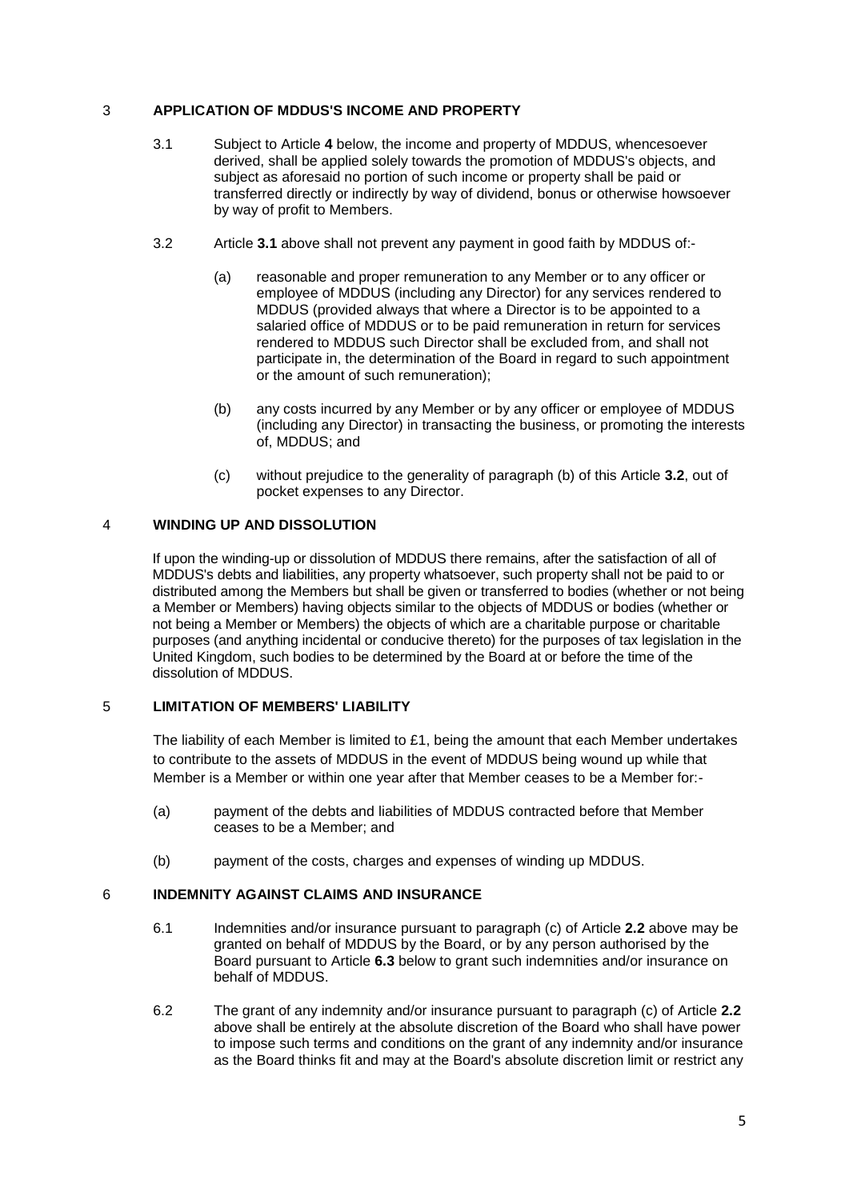## 3 APPLICATION OF MDDUS'S INCOME AND PROPERTY

3.1 Subject to Article **4** below, the income and property of MDDUS, whencesoever derived, shall be applied solely towards the promotion of MDDUS's objects, and subject as aforesaid no portion of such income or property shall be paid or transferred directly or indirectly by way of dividend, bonus or otherwise howsoever by way of profit to Members.

3.2 Article **3.1** above shall not prevent any payment in good faith by MDDUS of:-

(a) reasonable and proper remuneration to any Member or to any officer or employee of MDDUS (including any Director) for any services rendered to MDDUS (provided always that where a Director is to be appointed to a salaried office of MDDUS or to be paid remuneration in return for services rendered to MDDUS such Director shall be excluded from, and shall not participate in, the determination of the Board in regard to such appointment or the amount of such remuneration);

(b) any costs incurred by any Member or by any officer or employee of MDDUS (including any Director) in transacting the business, or promoting the interests of, MDDUS; and

(c) without prejudice to the generality of paragraph (b) of this Article **3.2**, out of pocket expenses to any Director.

## 4 WINDING UP AND DISSOLUTION

If upon the winding-up or dissolution of MDDUS there remains, after the satisfaction of all of MDDUS's debts and liabilities, any property whatsoever, such property shall not be paid to or distributed among the Members but shall be given or transferred to bodies (whether or not being a Member or Members) having objects similar to the objects of MDDUS or bodies (whether or not being a Member or Members) the objects of which are a charitable purpose or charitable purposes (and anything incidental or conducive thereto) for the purposes of tax legislation in the United Kingdom, such bodies to be determined by the Board at or before the time of the dissolution of MDDUS.

## 5 LIMITATION OF MEMBERS' LIABILITY

The liability of each Member is limited to £1, being the amount that each Member undertakes to contribute to the assets of MDDUS in the event of MDDUS being wound up while that Member is a Member or within one year after that Member ceases to be a Member for:-

(a) payment of the debts and liabilities of MDDUS contracted before that Member ceases to be a Member; and

(b) payment of the costs, charges and expenses of winding up MDDUS.

## 6 INDEMNITY AGAINST CLAIMS AND INSURANCE

6.1 Indemnities and/or insurance pursuant to paragraph (c) of Article **2.2** above may be granted on behalf of MDDUS by the Board, or by any person authorised by the Board pursuant to Article **6.3** below to grant such indemnities and/or insurance on behalf of MDDUS.

6.2 The grant of any indemnity and/or insurance pursuant to paragraph (c) of Article **2.2** above shall be entirely at the absolute discretion of the Board who shall have power to impose such terms and conditions on the grant of any indemnity and/or insurance as the Board thinks fit and may at the Board's absolute discretion limit or restrict any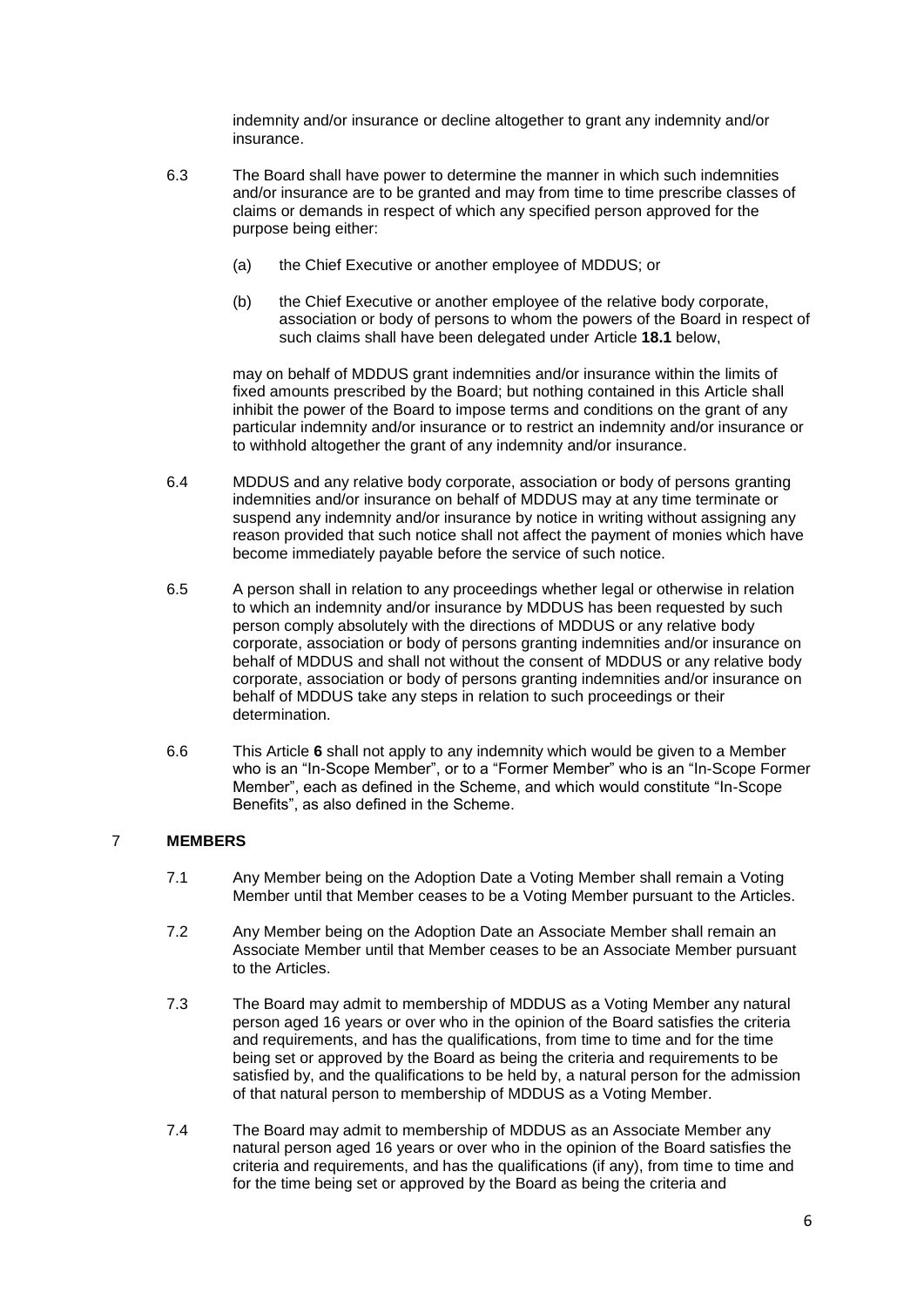indemnity and/or insurance or decline altogether to grant any indemnity and/or insurance.

6.3 The Board shall have power to determine the manner in which such indemnities and/or insurance are to be granted and may from time to time prescribe classes of claims or demands in respect of which any specified person approved for the purpose being either:

(a) the Chief Executive or another employee of MDDUS; or

(b) the Chief Executive or another employee of the relative body corporate, association or body of persons to whom the powers of the Board in respect of such claims shall have been delegated under Article **18.1** below,

may on behalf of MDDUS grant indemnities and/or insurance within the limits of fixed amounts prescribed by the Board; but nothing contained in this Article shall inhibit the power of the Board to impose terms and conditions on the grant of any particular indemnity and/or insurance or to restrict an indemnity and/or insurance or to withhold altogether the grant of any indemnity and/or insurance.

6.4 MDDUS and any relative body corporate, association or body of persons granting indemnities and/or insurance on behalf of MDDUS may at any time terminate or suspend any indemnity and/or insurance by notice in writing without assigning any reason provided that such notice shall not affect the payment of monies which have become immediately payable before the service of such notice.

6.5 A person shall in relation to any proceedings whether legal or otherwise in relation to which an indemnity and/or insurance by MDDUS has been requested by such person comply absolutely with the directions of MDDUS or any relative body corporate, association or body of persons granting indemnities and/or insurance on behalf of MDDUS and shall not without the consent of MDDUS or any relative body corporate, association or body of persons granting indemnities and/or insurance on behalf of MDDUS take any steps in relation to such proceedings or their determination.

6.6 This Article **6** shall not apply to any indemnity which would be given to a Member who is an "In-Scope Member", or to a "Former Member" who is an "In-Scope Former Member", each as defined in the Scheme, and which would constitute "In-Scope Benefits", as also defined in the Scheme.

## 7 MEMBERS

7.1 Any Member being on the Adoption Date a Voting Member shall remain a Voting Member until that Member ceases to be a Voting Member pursuant to the Articles.

7.2 Any Member being on the Adoption Date an Associate Member shall remain an Associate Member until that Member ceases to be an Associate Member pursuant to the Articles.

7.3 The Board may admit to membership of MDDUS as a Voting Member any natural person aged 16 years or over who in the opinion of the Board satisfies the criteria and requirements, and has the qualifications, from time to time and for the time being set or approved by the Board as being the criteria and requirements to be satisfied by, and the qualifications to be held by, a natural person for the admission of that natural person to membership of MDDUS as a Voting Member.

7.4 The Board may admit to membership of MDDUS as an Associate Member any natural person aged 16 years or over who in the opinion of the Board satisfies the criteria and requirements, and has the qualifications (if any), from time to time and for the time being set or approved by the Board as being the criteria and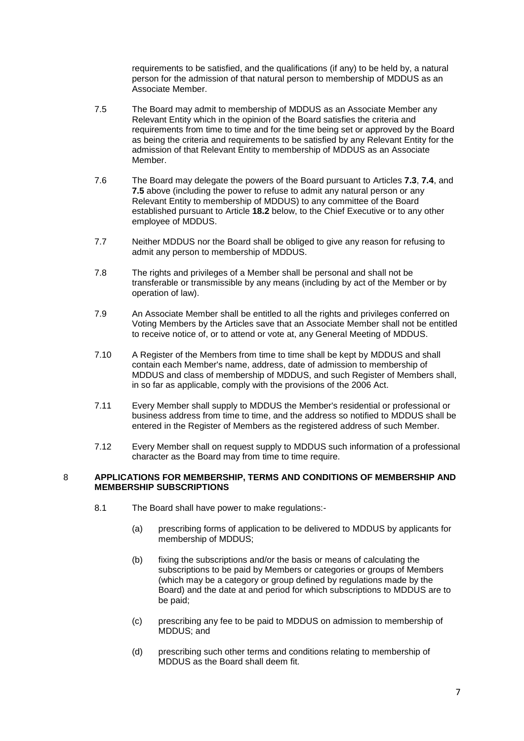requirements to be satisfied, and the qualifications (if any) to be held by, a natural person for the admission of that natural person to membership of MDDUS as an Associate Member.

7.5 The Board may admit to membership of MDDUS as an Associate Member any Relevant Entity which in the opinion of the Board satisfies the criteria and requirements from time to time and for the time being set or approved by the Board as being the criteria and requirements to be satisfied by any Relevant Entity for the admission of that Relevant Entity to membership of MDDUS as an Associate Member.

7.6 The Board may delegate the powers of the Board pursuant to Articles **7.3**, **7.4**, and **7.5** above (including the power to refuse to admit any natural person or any Relevant Entity to membership of MDDUS) to any committee of the Board established pursuant to Article **18.2** below, to the Chief Executive or to any other employee of MDDUS.

7.7 Neither MDDUS nor the Board shall be obliged to give any reason for refusing to admit any person to membership of MDDUS.

7.8 The rights and privileges of a Member shall be personal and shall not be transferable or transmissible by any means (including by act of the Member or by operation of law).

7.9 An Associate Member shall be entitled to all the rights and privileges conferred on Voting Members by the Articles save that an Associate Member shall not be entitled to receive notice of, or to attend or vote at, any General Meeting of MDDUS.

7.10 A Register of the Members from time to time shall be kept by MDDUS and shall contain each Member's name, address, date of admission to membership of MDDUS and class of membership of MDDUS, and such Register of Members shall, in so far as applicable, comply with the provisions of the 2006 Act.

7.11 Every Member shall supply to MDDUS the Member's residential or professional or business address from time to time, and the address so notified to MDDUS shall be entered in the Register of Members as the registered address of such Member.

7.12 Every Member shall on request supply to MDDUS such information of a professional character as the Board may from time to time require.

## 8 APPLICATIONS FOR MEMBERSHIP, TERMS AND CONDITIONS OF MEMBERSHIP AND MEMBERSHIP SUBSCRIPTIONS

8.1 The Board shall have power to make regulations:-

(a) prescribing forms of application to be delivered to MDDUS by applicants for membership of MDDUS;

(b) fixing the subscriptions and/or the basis or means of calculating the subscriptions to be paid by Members or categories or groups of Members (which may be a category or group defined by regulations made by the Board) and the date at and period for which subscriptions to MDDUS are to be paid;

(c) prescribing any fee to be paid to MDDUS on admission to membership of MDDUS; and

(d) prescribing such other terms and conditions relating to membership of MDDUS as the Board shall deem fit.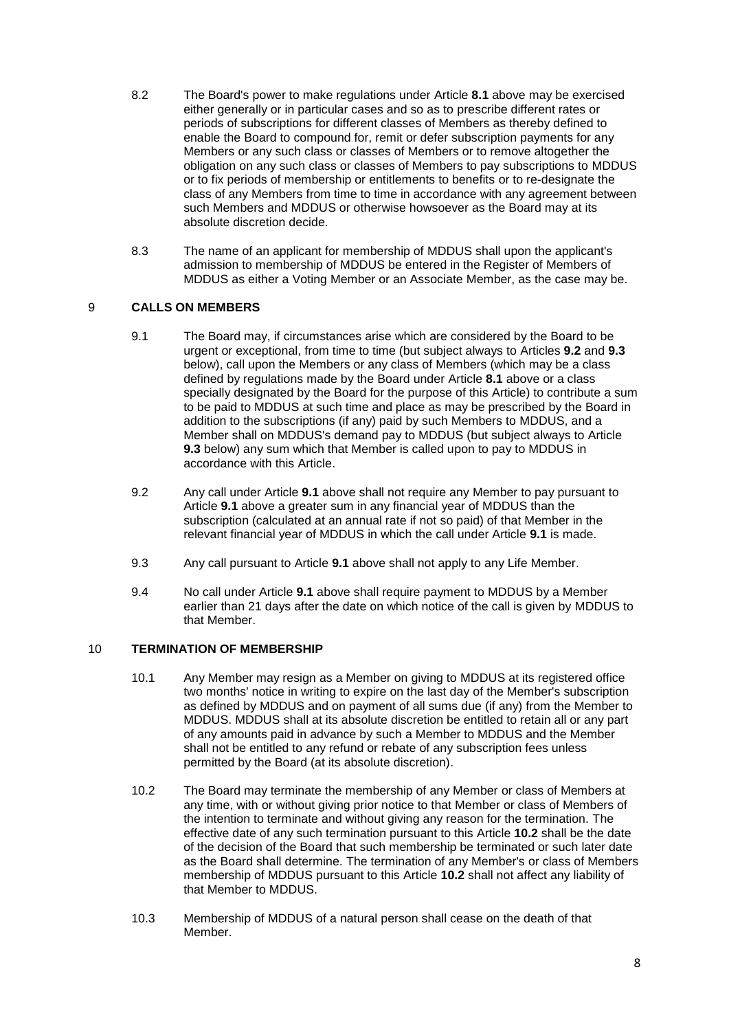8.2 The Board's power to make regulations under Article **8.1** above may be exercised either generally or in particular cases and so as to prescribe different rates or periods of subscriptions for different classes of Members as thereby defined to enable the Board to compound for, remit or defer subscription payments for any Members or any such class or classes of Members or to remove altogether the obligation on any such class or classes of Members to pay subscriptions to MDDUS or to fix periods of membership or entitlements to benefits or to re-designate the class of any Members from time to time in accordance with any agreement between such Members and MDDUS or otherwise howsoever as the Board may at its absolute discretion decide.

8.3 The name of an applicant for membership of MDDUS shall upon the applicant's admission to membership of MDDUS be entered in the Register of Members of MDDUS as either a Voting Member or an Associate Member, as the case may be.

## 9 CALLS ON MEMBERS

9.1 The Board may, if circumstances arise which are considered by the Board to be urgent or exceptional, from time to time (but subject always to Articles **9.2** and **9.3** below), call upon the Members or any class of Members (which may be a class defined by regulations made by the Board under Article **8.1** above or a class specially designated by the Board for the purpose of this Article) to contribute a sum to be paid to MDDUS at such time and place as may be prescribed by the Board in addition to the subscriptions (if any) paid by such Members to MDDUS, and a Member shall on MDDUS's demand pay to MDDUS (but subject always to Article **9.3** below) any sum which that Member is called upon to pay to MDDUS in accordance with this Article.

9.2 Any call under Article **9.1** above shall not require any Member to pay pursuant to Article **9.1** above a greater sum in any financial year of MDDUS than the subscription (calculated at an annual rate if not so paid) of that Member in the relevant financial year of MDDUS in which the call under Article **9.1** is made.

9.3 Any call pursuant to Article **9.1** above shall not apply to any Life Member.

9.4 No call under Article **9.1** above shall require payment to MDDUS by a Member earlier than 21 days after the date on which notice of the call is given by MDDUS to that Member.

## 10 TERMINATION OF MEMBERSHIP

10.1 Any Member may resign as a Member on giving to MDDUS at its registered office two months' notice in writing to expire on the last day of the Member's subscription as defined by MDDUS and on payment of all sums due (if any) from the Member to MDDUS. MDDUS shall at its absolute discretion be entitled to retain all or any part of any amounts paid in advance by such a Member to MDDUS and the Member shall not be entitled to any refund or rebate of any subscription fees unless permitted by the Board (at its absolute discretion).

10.2 The Board may terminate the membership of any Member or class of Members at any time, with or without giving prior notice to that Member or class of Members of the intention to terminate and without giving any reason for the termination. The effective date of any such termination pursuant to this Article **10.2** shall be the date of the decision of the Board that such membership be terminated or such later date as the Board shall determine. The termination of any Member's or class of Members membership of MDDUS pursuant to this Article **10.2** shall not affect any liability of that Member to MDDUS.

10.3 Membership of MDDUS of a natural person shall cease on the death of that Member.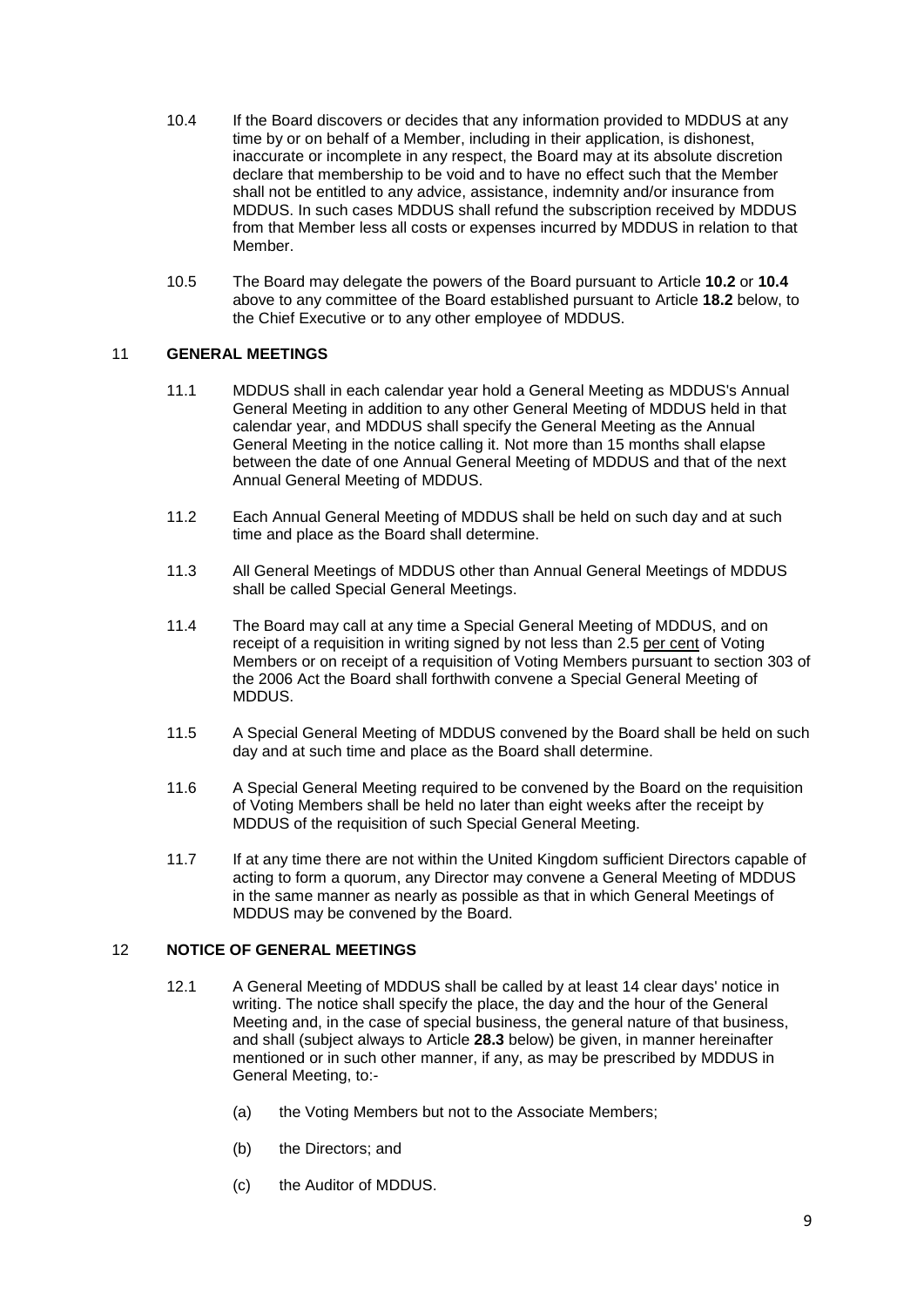10.4 If the Board discovers or decides that any information provided to MDDUS at any time by or on behalf of a Member, including in their application, is dishonest, inaccurate or incomplete in any respect, the Board may at its absolute discretion declare that membership to be void and to have no effect such that the Member shall not be entitled to any advice, assistance, indemnity and/or insurance from MDDUS. In such cases MDDUS shall refund the subscription received by MDDUS from that Member less all costs or expenses incurred by MDDUS in relation to that Member.

10.5 The Board may delegate the powers of the Board pursuant to Article **10.2** or **10.4** above to any committee of the Board established pursuant to Article **18.2** below, to the Chief Executive or to any other employee of MDDUS.

## 11 GENERAL MEETINGS

11.1 MDDUS shall in each calendar year hold a General Meeting as MDDUS's Annual General Meeting in addition to any other General Meeting of MDDUS held in that calendar year, and MDDUS shall specify the General Meeting as the Annual General Meeting in the notice calling it. Not more than 15 months shall elapse between the date of one Annual General Meeting of MDDUS and that of the next Annual General Meeting of MDDUS.

11.2 Each Annual General Meeting of MDDUS shall be held on such day and at such time and place as the Board shall determine.

11.3 All General Meetings of MDDUS other than Annual General Meetings of MDDUS shall be called Special General Meetings.

11.4 The Board may call at any time a Special General Meeting of MDDUS, and on receipt of a requisition in writing signed by not less than 2.5 per cent of Voting Members or on receipt of a requisition of Voting Members pursuant to section 303 of the 2006 Act the Board shall forthwith convene a Special General Meeting of MDDUS.

11.5 A Special General Meeting of MDDUS convened by the Board shall be held on such day and at such time and place as the Board shall determine.

11.6 A Special General Meeting required to be convened by the Board on the requisition of Voting Members shall be held no later than eight weeks after the receipt by MDDUS of the requisition of such Special General Meeting.

11.7 If at any time there are not within the United Kingdom sufficient Directors capable of acting to form a quorum, any Director may convene a General Meeting of MDDUS in the same manner as nearly as possible as that in which General Meetings of MDDUS may be convened by the Board.

## 12 NOTICE OF GENERAL MEETINGS

12.1 A General Meeting of MDDUS shall be called by at least 14 clear days' notice in writing. The notice shall specify the place, the day and the hour of the General Meeting and, in the case of special business, the general nature of that business, and shall (subject always to Article **28.3** below) be given, in manner hereinafter mentioned or in such other manner, if any, as may be prescribed by MDDUS in General Meeting, to:-

(a) the Voting Members but not to the Associate Members;

(b) the Directors; and

(c) the Auditor of MDDUS.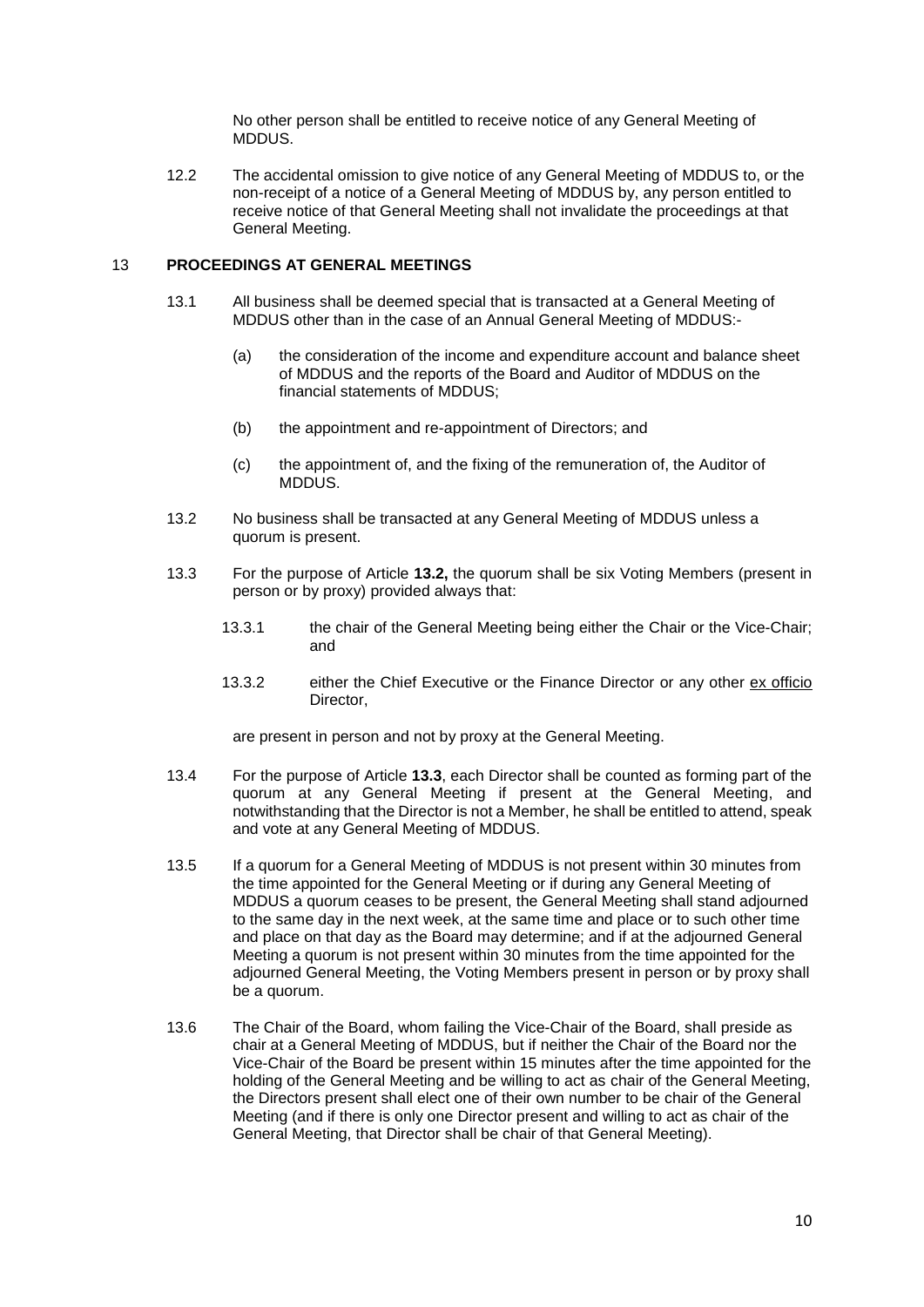No other person shall be entitled to receive notice of any General Meeting of MDDUS.

12.2 The accidental omission to give notice of any General Meeting of MDDUS to, or the non-receipt of a notice of a General Meeting of MDDUS by, any person entitled to receive notice of that General Meeting shall not invalidate the proceedings at that General Meeting.

## 13 PROCEEDINGS AT GENERAL MEETINGS

13.1 All business shall be deemed special that is transacted at a General Meeting of MDDUS other than in the case of an Annual General Meeting of MDDUS:-

(a) the consideration of the income and expenditure account and balance sheet of MDDUS and the reports of the Board and Auditor of MDDUS on the financial statements of MDDUS;

(b) the appointment and re-appointment of Directors; and

(c) the appointment of, and the fixing of the remuneration of, the Auditor of MDDUS.

13.2 No business shall be transacted at any General Meeting of MDDUS unless a quorum is present.

13.3 For the purpose of Article **13.2,** the quorum shall be six Voting Members (present in person or by proxy) provided always that:

13.3.1 the chair of the General Meeting being either the Chair or the Vice-Chair; and

13.3.2 either the Chief Executive or the Finance Director or any other ex officio Director,

are present in person and not by proxy at the General Meeting.

13.4 For the purpose of Article **13.3**, each Director shall be counted as forming part of the quorum at any General Meeting if present at the General Meeting, and notwithstanding that the Director is not a Member, he shall be entitled to attend, speak and vote at any General Meeting of MDDUS.

13.5 If a quorum for a General Meeting of MDDUS is not present within 30 minutes from the time appointed for the General Meeting or if during any General Meeting of MDDUS a quorum ceases to be present, the General Meeting shall stand adjourned to the same day in the next week, at the same time and place or to such other time and place on that day as the Board may determine; and if at the adjourned General Meeting a quorum is not present within 30 minutes from the time appointed for the adjourned General Meeting, the Voting Members present in person or by proxy shall be a quorum.

13.6 The Chair of the Board, whom failing the Vice-Chair of the Board, shall preside as chair at a General Meeting of MDDUS, but if neither the Chair of the Board nor the Vice-Chair of the Board be present within 15 minutes after the time appointed for the holding of the General Meeting and be willing to act as chair of the General Meeting, the Directors present shall elect one of their own number to be chair of the General Meeting (and if there is only one Director present and willing to act as chair of the General Meeting, that Director shall be chair of that General Meeting).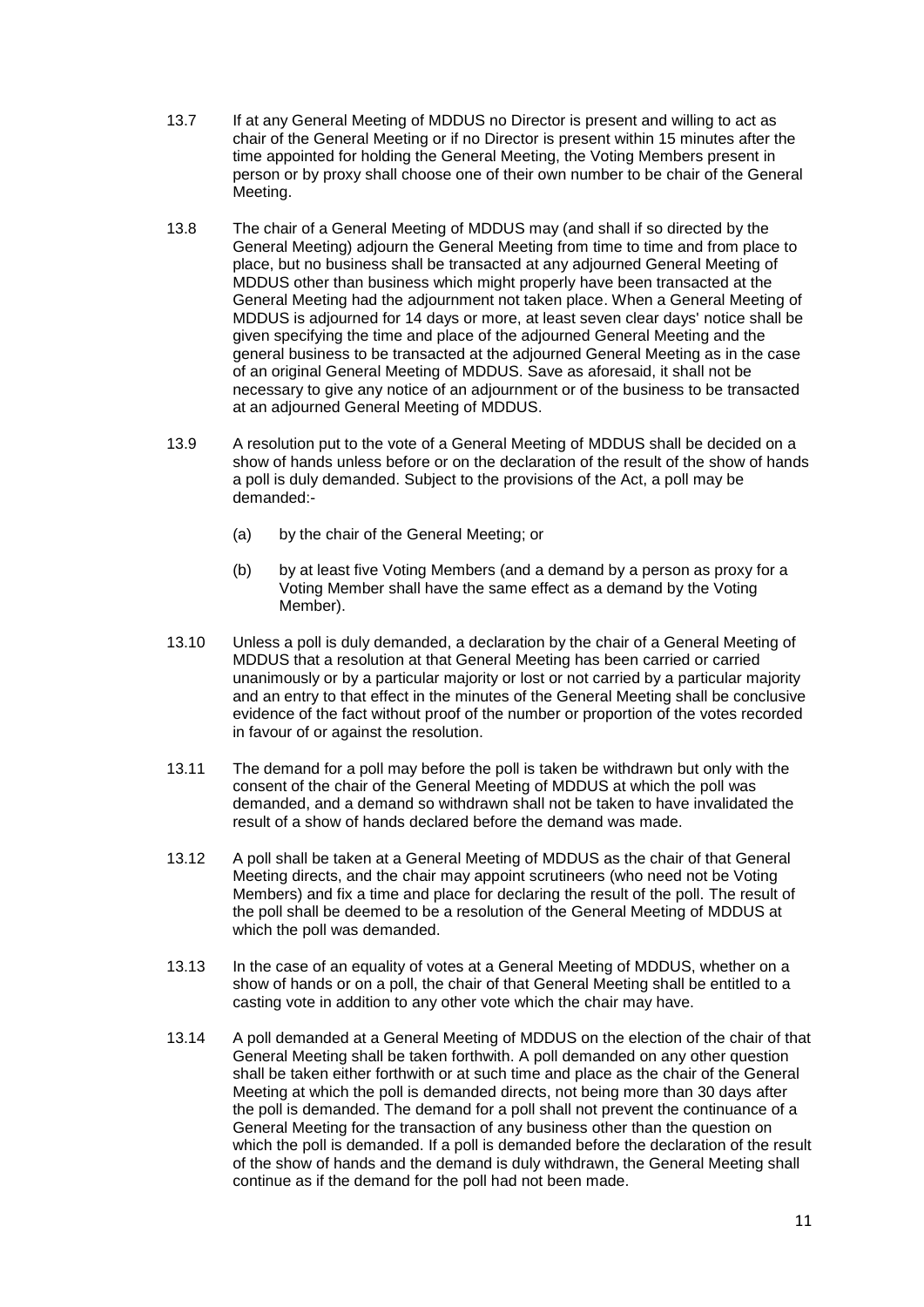13.7 If at any General Meeting of MDDUS no Director is present and willing to act as chair of the General Meeting or if no Director is present within 15 minutes after the time appointed for holding the General Meeting, the Voting Members present in person or by proxy shall choose one of their own number to be chair of the General Meeting.

13.8 The chair of a General Meeting of MDDUS may (and shall if so directed by the General Meeting) adjourn the General Meeting from time to time and from place to place, but no business shall be transacted at any adjourned General Meeting of MDDUS other than business which might properly have been transacted at the General Meeting had the adjournment not taken place. When a General Meeting of MDDUS is adjourned for 14 days or more, at least seven clear days' notice shall be given specifying the time and place of the adjourned General Meeting and the general business to be transacted at the adjourned General Meeting as in the case of an original General Meeting of MDDUS. Save as aforesaid, it shall not be necessary to give any notice of an adjournment or of the business to be transacted at an adjourned General Meeting of MDDUS.

13.9 A resolution put to the vote of a General Meeting of MDDUS shall be decided on a show of hands unless before or on the declaration of the result of the show of hands a poll is duly demanded. Subject to the provisions of the Act, a poll may be demanded:-

(a) by the chair of the General Meeting; or

(b) by at least five Voting Members (and a demand by a person as proxy for a Voting Member shall have the same effect as a demand by the Voting Member).

13.10 Unless a poll is duly demanded, a declaration by the chair of a General Meeting of MDDUS that a resolution at that General Meeting has been carried or carried unanimously or by a particular majority or lost or not carried by a particular majority and an entry to that effect in the minutes of the General Meeting shall be conclusive evidence of the fact without proof of the number or proportion of the votes recorded in favour of or against the resolution.

13.11 The demand for a poll may before the poll is taken be withdrawn but only with the consent of the chair of the General Meeting of MDDUS at which the poll was demanded, and a demand so withdrawn shall not be taken to have invalidated the result of a show of hands declared before the demand was made.

13.12 A poll shall be taken at a General Meeting of MDDUS as the chair of that General Meeting directs, and the chair may appoint scrutineers (who need not be Voting Members) and fix a time and place for declaring the result of the poll. The result of the poll shall be deemed to be a resolution of the General Meeting of MDDUS at which the poll was demanded.

13.13 In the case of an equality of votes at a General Meeting of MDDUS, whether on a show of hands or on a poll, the chair of that General Meeting shall be entitled to a casting vote in addition to any other vote which the chair may have.

13.14 A poll demanded at a General Meeting of MDDUS on the election of the chair of that General Meeting shall be taken forthwith. A poll demanded on any other question shall be taken either forthwith or at such time and place as the chair of the General Meeting at which the poll is demanded directs, not being more than 30 days after the poll is demanded. The demand for a poll shall not prevent the continuance of a General Meeting for the transaction of any business other than the question on which the poll is demanded. If a poll is demanded before the declaration of the result of the show of hands and the demand is duly withdrawn, the General Meeting shall continue as if the demand for the poll had not been made.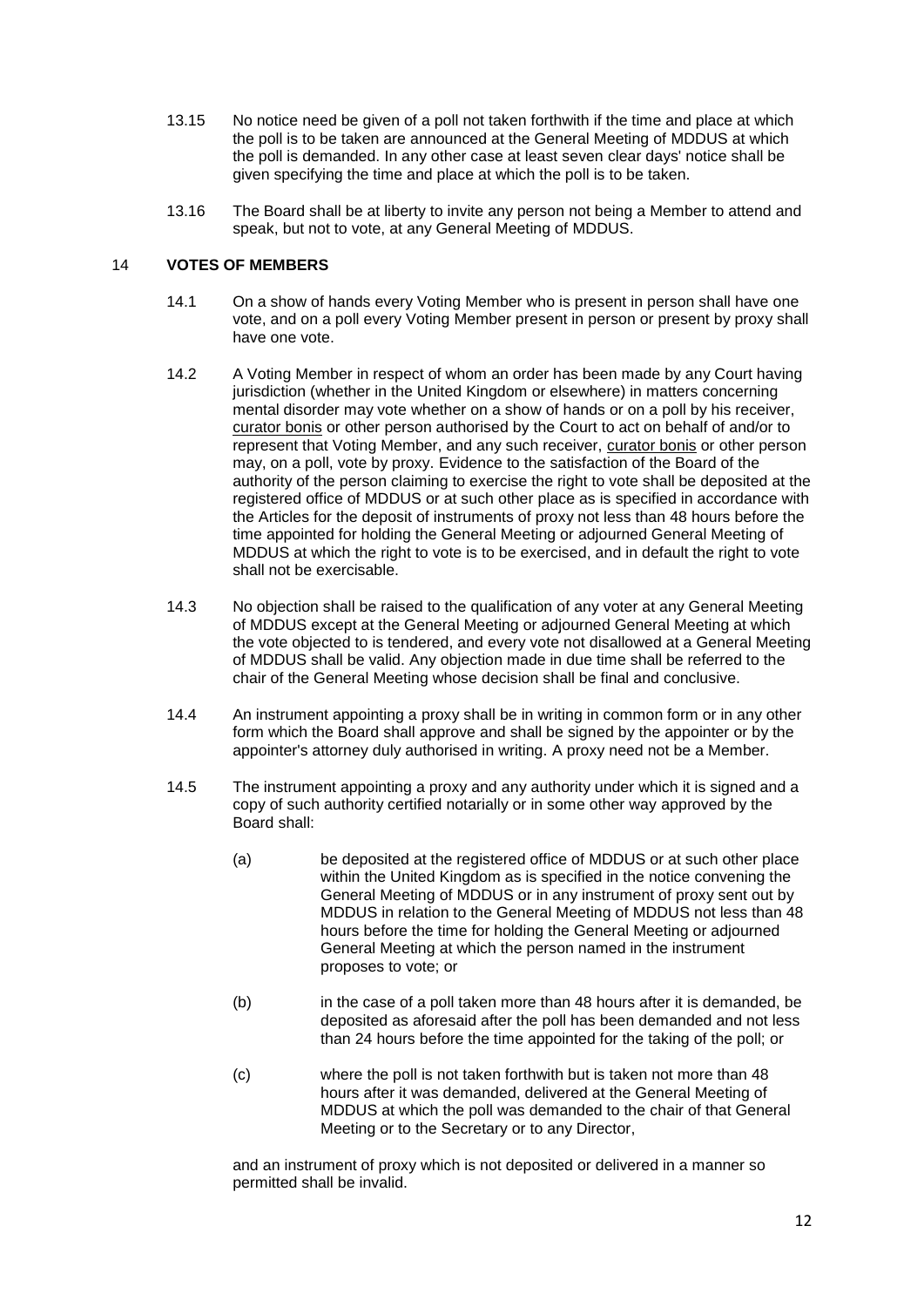13.15 No notice need be given of a poll not taken forthwith if the time and place at which the poll is to be taken are announced at the General Meeting of MDDUS at which the poll is demanded. In any other case at least seven clear days' notice shall be given specifying the time and place at which the poll is to be taken.

13.16 The Board shall be at liberty to invite any person not being a Member to attend and speak, but not to vote, at any General Meeting of MDDUS.

## 14 VOTES OF MEMBERS

14.1 On a show of hands every Voting Member who is present in person shall have one vote, and on a poll every Voting Member present in person or present by proxy shall have one vote.

14.2 A Voting Member in respect of whom an order has been made by any Court having jurisdiction (whether in the United Kingdom or elsewhere) in matters concerning mental disorder may vote whether on a show of hands or on a poll by his receiver, curator bonis or other person authorised by the Court to act on behalf of and/or to represent that Voting Member, and any such receiver, curator bonis or other person may, on a poll, vote by proxy. Evidence to the satisfaction of the Board of the authority of the person claiming to exercise the right to vote shall be deposited at the registered office of MDDUS or at such other place as is specified in accordance with the Articles for the deposit of instruments of proxy not less than 48 hours before the time appointed for holding the General Meeting or adjourned General Meeting of MDDUS at which the right to vote is to be exercised, and in default the right to vote shall not be exercisable.

14.3 No objection shall be raised to the qualification of any voter at any General Meeting of MDDUS except at the General Meeting or adjourned General Meeting at which the vote objected to is tendered, and every vote not disallowed at a General Meeting of MDDUS shall be valid. Any objection made in due time shall be referred to the chair of the General Meeting whose decision shall be final and conclusive.

14.4 An instrument appointing a proxy shall be in writing in common form or in any other form which the Board shall approve and shall be signed by the appointer or by the appointer's attorney duly authorised in writing. A proxy need not be a Member.

14.5 The instrument appointing a proxy and any authority under which it is signed and a copy of such authority certified notarially or in some other way approved by the Board shall:

(a) be deposited at the registered office of MDDUS or at such other place within the United Kingdom as is specified in the notice convening the General Meeting of MDDUS or in any instrument of proxy sent out by MDDUS in relation to the General Meeting of MDDUS not less than 48 hours before the time for holding the General Meeting or adjourned General Meeting at which the person named in the instrument proposes to vote; or

(b) in the case of a poll taken more than 48 hours after it is demanded, be deposited as aforesaid after the poll has been demanded and not less than 24 hours before the time appointed for the taking of the poll; or

(c) where the poll is not taken forthwith but is taken not more than 48 hours after it was demanded, delivered at the General Meeting of MDDUS at which the poll was demanded to the chair of that General Meeting or to the Secretary or to any Director,

and an instrument of proxy which is not deposited or delivered in a manner so permitted shall be invalid.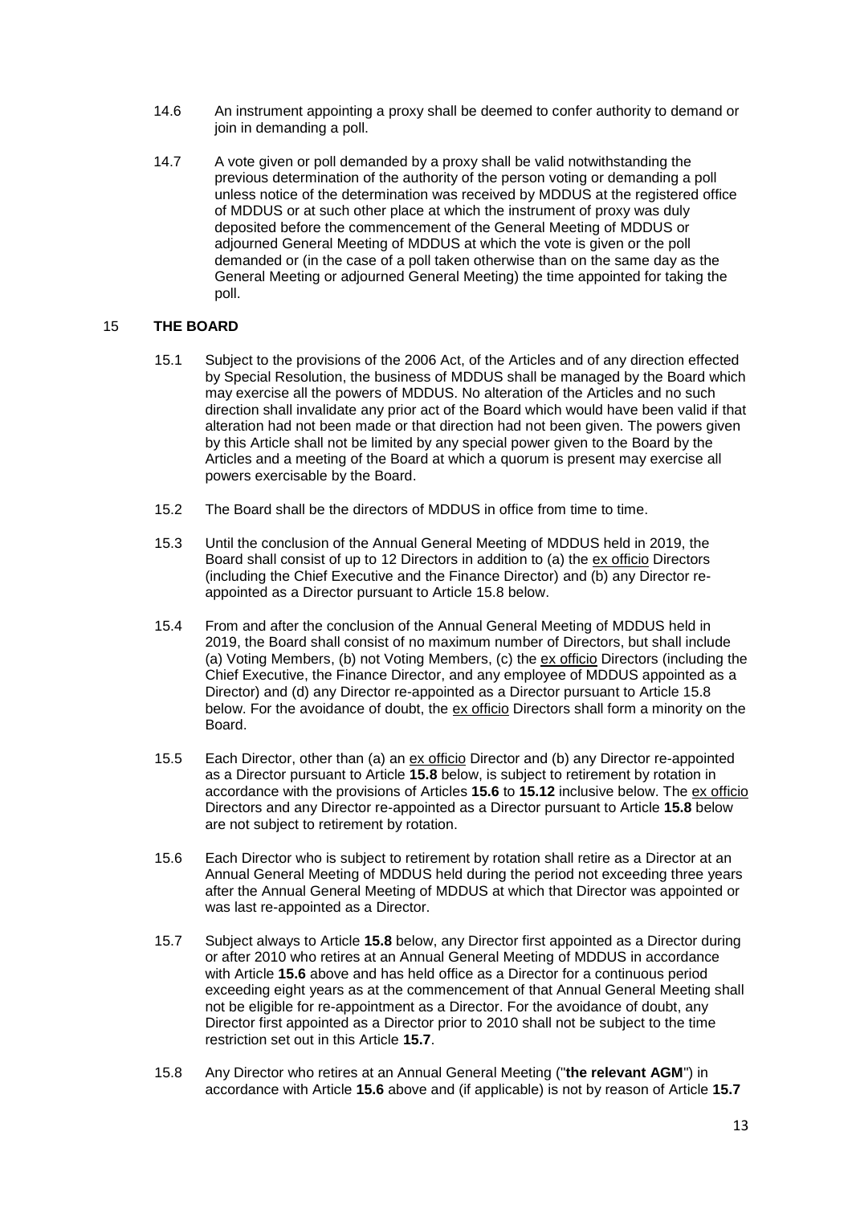14.6 An instrument appointing a proxy shall be deemed to confer authority to demand or join in demanding a poll.

14.7 A vote given or poll demanded by a proxy shall be valid notwithstanding the previous determination of the authority of the person voting or demanding a poll unless notice of the determination was received by MDDUS at the registered office of MDDUS or at such other place at which the instrument of proxy was duly deposited before the commencement of the General Meeting of MDDUS or adjourned General Meeting of MDDUS at which the vote is given or the poll demanded or (in the case of a poll taken otherwise than on the same day as the General Meeting or adjourned General Meeting) the time appointed for taking the poll.

## 15 THE BOARD

15.1 Subject to the provisions of the 2006 Act, of the Articles and of any direction effected by Special Resolution, the business of MDDUS shall be managed by the Board which may exercise all the powers of MDDUS. No alteration of the Articles and no such direction shall invalidate any prior act of the Board which would have been valid if that alteration had not been made or that direction had not been given. The powers given by this Article shall not be limited by any special power given to the Board by the Articles and a meeting of the Board at which a quorum is present may exercise all powers exercisable by the Board.

15.2 The Board shall be the directors of MDDUS in office from time to time.

15.3 Until the conclusion of the Annual General Meeting of MDDUS held in 2019, the Board shall consist of up to 12 Directors in addition to (a) the ex officio Directors (including the Chief Executive and the Finance Director) and (b) any Director re-appointed as a Director pursuant to Article 15.8 below.

15.4 From and after the conclusion of the Annual General Meeting of MDDUS held in 2019, the Board shall consist of no maximum number of Directors, but shall include (a) Voting Members, (b) not Voting Members, (c) the ex officio Directors (including the Chief Executive, the Finance Director, and any employee of MDDUS appointed as a Director) and (d) any Director re-appointed as a Director pursuant to Article 15.8 below. For the avoidance of doubt, the ex officio Directors shall form a minority on the Board.

15.5 Each Director, other than (a) an ex officio Director and (b) any Director re-appointed as a Director pursuant to Article **15.8** below, is subject to retirement by rotation in accordance with the provisions of Articles **15.6** to **15.12** inclusive below. The ex officio Directors and any Director re-appointed as a Director pursuant to Article **15.8** below are not subject to retirement by rotation.

15.6 Each Director who is subject to retirement by rotation shall retire as a Director at an Annual General Meeting of MDDUS held during the period not exceeding three years after the Annual General Meeting of MDDUS at which that Director was appointed or was last re-appointed as a Director.

15.7 Subject always to Article **15.8** below, any Director first appointed as a Director during or after 2010 who retires at an Annual General Meeting of MDDUS in accordance with Article **15.6** above and has held office as a Director for a continuous period exceeding eight years as at the commencement of that Annual General Meeting shall not be eligible for re-appointment as a Director. For the avoidance of doubt, any Director first appointed as a Director prior to 2010 shall not be subject to the time restriction set out in this Article **15.7**.

15.8 Any Director who retires at an Annual General Meeting ("**the relevant AGM**") in accordance with Article **15.6** above and (if applicable) is not by reason of Article **15.7**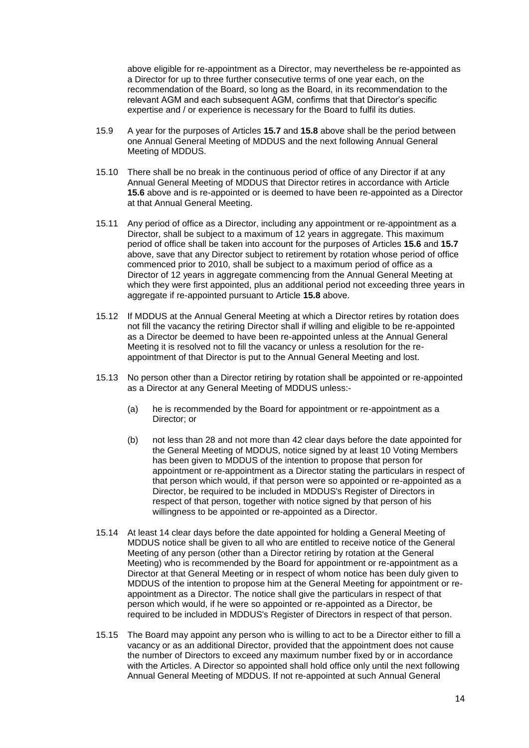above eligible for re-appointment as a Director, may nevertheless be re-appointed as a Director for up to three further consecutive terms of one year each, on the recommendation of the Board, so long as the Board, in its recommendation to the relevant AGM and each subsequent AGM, confirms that that Director's specific expertise and / or experience is necessary for the Board to fulfil its duties.

15.9 A year for the purposes of Articles **15.7** and **15.8** above shall be the period between one Annual General Meeting of MDDUS and the next following Annual General Meeting of MDDUS.

15.10 There shall be no break in the continuous period of office of any Director if at any Annual General Meeting of MDDUS that Director retires in accordance with Article **15.6** above and is re-appointed or is deemed to have been re-appointed as a Director at that Annual General Meeting.

15.11 Any period of office as a Director, including any appointment or re-appointment as a Director, shall be subject to a maximum of 12 years in aggregate. This maximum period of office shall be taken into account for the purposes of Articles **15.6** and **15.7** above, save that any Director subject to retirement by rotation whose period of office commenced prior to 2010, shall be subject to a maximum period of office as a Director of 12 years in aggregate commencing from the Annual General Meeting at which they were first appointed, plus an additional period not exceeding three years in aggregate if re-appointed pursuant to Article **15.8** above.

15.12 If MDDUS at the Annual General Meeting at which a Director retires by rotation does not fill the vacancy the retiring Director shall if willing and eligible to be re-appointed as a Director be deemed to have been re-appointed unless at the Annual General Meeting it is resolved not to fill the vacancy or unless a resolution for the re-appointment of that Director is put to the Annual General Meeting and lost.

15.13 No person other than a Director retiring by rotation shall be appointed or re-appointed as a Director at any General Meeting of MDDUS unless:-

(a) he is recommended by the Board for appointment or re-appointment as a Director; or

(b) not less than 28 and not more than 42 clear days before the date appointed for the General Meeting of MDDUS, notice signed by at least 10 Voting Members has been given to MDDUS of the intention to propose that person for appointment or re-appointment as a Director stating the particulars in respect of that person which would, if that person were so appointed or re-appointed as a Director, be required to be included in MDDUS's Register of Directors in respect of that person, together with notice signed by that person of his willingness to be appointed or re-appointed as a Director.

15.14 At least 14 clear days before the date appointed for holding a General Meeting of MDDUS notice shall be given to all who are entitled to receive notice of the General Meeting of any person (other than a Director retiring by rotation at the General Meeting) who is recommended by the Board for appointment or re-appointment as a Director at that General Meeting or in respect of whom notice has been duly given to MDDUS of the intention to propose him at the General Meeting for appointment or re-appointment as a Director. The notice shall give the particulars in respect of that person which would, if he were so appointed or re-appointed as a Director, be required to be included in MDDUS's Register of Directors in respect of that person.

15.15 The Board may appoint any person who is willing to act to be a Director either to fill a vacancy or as an additional Director, provided that the appointment does not cause the number of Directors to exceed any maximum number fixed by or in accordance with the Articles. A Director so appointed shall hold office only until the next following Annual General Meeting of MDDUS. If not re-appointed at such Annual General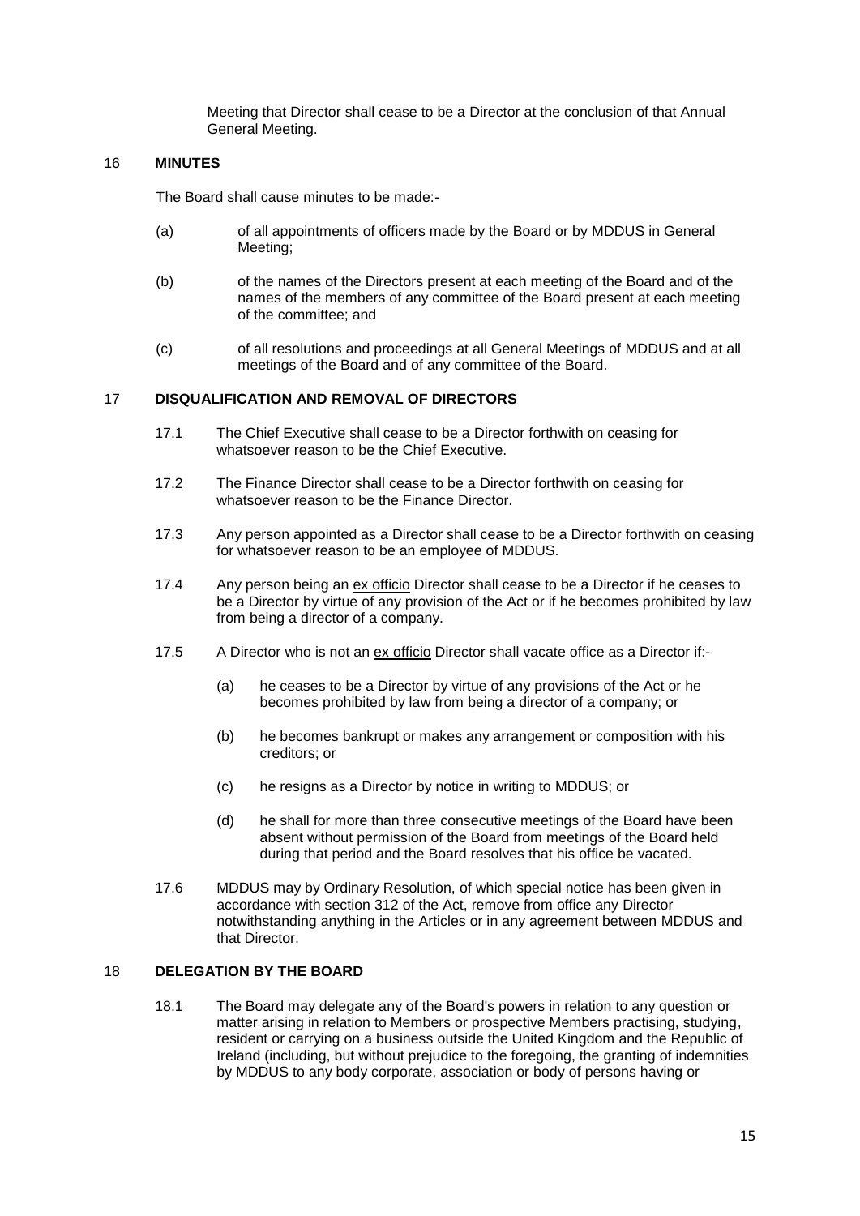Meeting that Director shall cease to be a Director at the conclusion of that Annual General Meeting.

## 16 MINUTES

The Board shall cause minutes to be made:-

(a) of all appointments of officers made by the Board or by MDDUS in General Meeting;

(b) of the names of the Directors present at each meeting of the Board and of the names of the members of any committee of the Board present at each meeting of the committee; and

(c) of all resolutions and proceedings at all General Meetings of MDDUS and at all meetings of the Board and of any committee of the Board.

## 17 DISQUALIFICATION AND REMOVAL OF DIRECTORS

17.1 The Chief Executive shall cease to be a Director forthwith on ceasing for whatsoever reason to be the Chief Executive.

17.2 The Finance Director shall cease to be a Director forthwith on ceasing for whatsoever reason to be the Finance Director.

17.3 Any person appointed as a Director shall cease to be a Director forthwith on ceasing for whatsoever reason to be an employee of MDDUS.

17.4 Any person being an ex officio Director shall cease to be a Director if he ceases to be a Director by virtue of any provision of the Act or if he becomes prohibited by law from being a director of a company.

17.5 A Director who is not an ex officio Director shall vacate office as a Director if:-

(a) he ceases to be a Director by virtue of any provisions of the Act or he becomes prohibited by law from being a director of a company; or

(b) he becomes bankrupt or makes any arrangement or composition with his creditors; or

(c) he resigns as a Director by notice in writing to MDDUS; or

(d) he shall for more than three consecutive meetings of the Board have been absent without permission of the Board from meetings of the Board held during that period and the Board resolves that his office be vacated.

17.6 MDDUS may by Ordinary Resolution, of which special notice has been given in accordance with section 312 of the Act, remove from office any Director notwithstanding anything in the Articles or in any agreement between MDDUS and that Director.

## 18 DELEGATION BY THE BOARD

18.1 The Board may delegate any of the Board's powers in relation to any question or matter arising in relation to Members or prospective Members practising, studying, resident or carrying on a business outside the United Kingdom and the Republic of Ireland (including, but without prejudice to the foregoing, the granting of indemnities by MDDUS to any body corporate, association or body of persons having or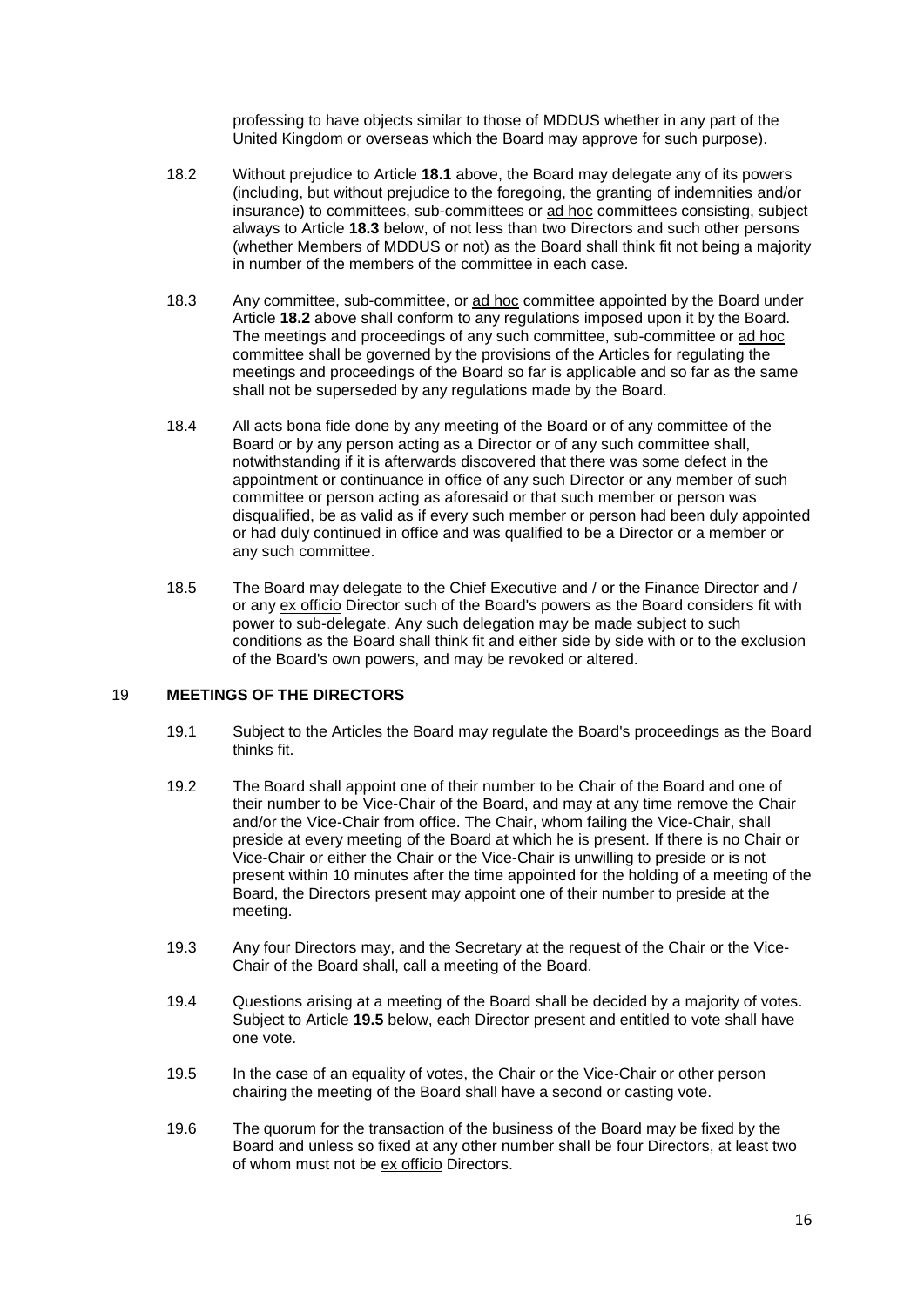professing to have objects similar to those of MDDUS whether in any part of the United Kingdom or overseas which the Board may approve for such purpose).

18.2 Without prejudice to Article **18.1** above, the Board may delegate any of its powers (including, but without prejudice to the foregoing, the granting of indemnities and/or insurance) to committees, sub-committees or ad hoc committees consisting, subject always to Article **18.3** below, of not less than two Directors and such other persons (whether Members of MDDUS or not) as the Board shall think fit not being a majority in number of the members of the committee in each case.

18.3 Any committee, sub-committee, or ad hoc committee appointed by the Board under Article **18.2** above shall conform to any regulations imposed upon it by the Board. The meetings and proceedings of any such committee, sub-committee or ad hoc committee shall be governed by the provisions of the Articles for regulating the meetings and proceedings of the Board so far is applicable and so far as the same shall not be superseded by any regulations made by the Board.

18.4 All acts bona fide done by any meeting of the Board or of any committee of the Board or by any person acting as a Director or of any such committee shall, notwithstanding if it is afterwards discovered that there was some defect in the appointment or continuance in office of any such Director or any member of such committee or person acting as aforesaid or that such member or person was disqualified, be as valid as if every such member or person had been duly appointed or had duly continued in office and was qualified to be a Director or a member or any such committee.

18.5 The Board may delegate to the Chief Executive and / or the Finance Director and / or any ex officio Director such of the Board's powers as the Board considers fit with power to sub-delegate. Any such delegation may be made subject to such conditions as the Board shall think fit and either side by side with or to the exclusion of the Board's own powers, and may be revoked or altered.

## 19 MEETINGS OF THE DIRECTORS

19.1 Subject to the Articles the Board may regulate the Board's proceedings as the Board thinks fit.

19.2 The Board shall appoint one of their number to be Chair of the Board and one of their number to be Vice-Chair of the Board, and may at any time remove the Chair and/or the Vice-Chair from office. The Chair, whom failing the Vice-Chair, shall preside at every meeting of the Board at which he is present. If there is no Chair or Vice-Chair or either the Chair or the Vice-Chair is unwilling to preside or is not present within 10 minutes after the time appointed for the holding of a meeting of the Board, the Directors present may appoint one of their number to preside at the meeting.

19.3 Any four Directors may, and the Secretary at the request of the Chair or the Vice-Chair of the Board shall, call a meeting of the Board.

19.4 Questions arising at a meeting of the Board shall be decided by a majority of votes. Subject to Article **19.5** below, each Director present and entitled to vote shall have one vote.

19.5 In the case of an equality of votes, the Chair or the Vice-Chair or other person chairing the meeting of the Board shall have a second or casting vote.

19.6 The quorum for the transaction of the business of the Board may be fixed by the Board and unless so fixed at any other number shall be four Directors, at least two of whom must not be ex officio Directors.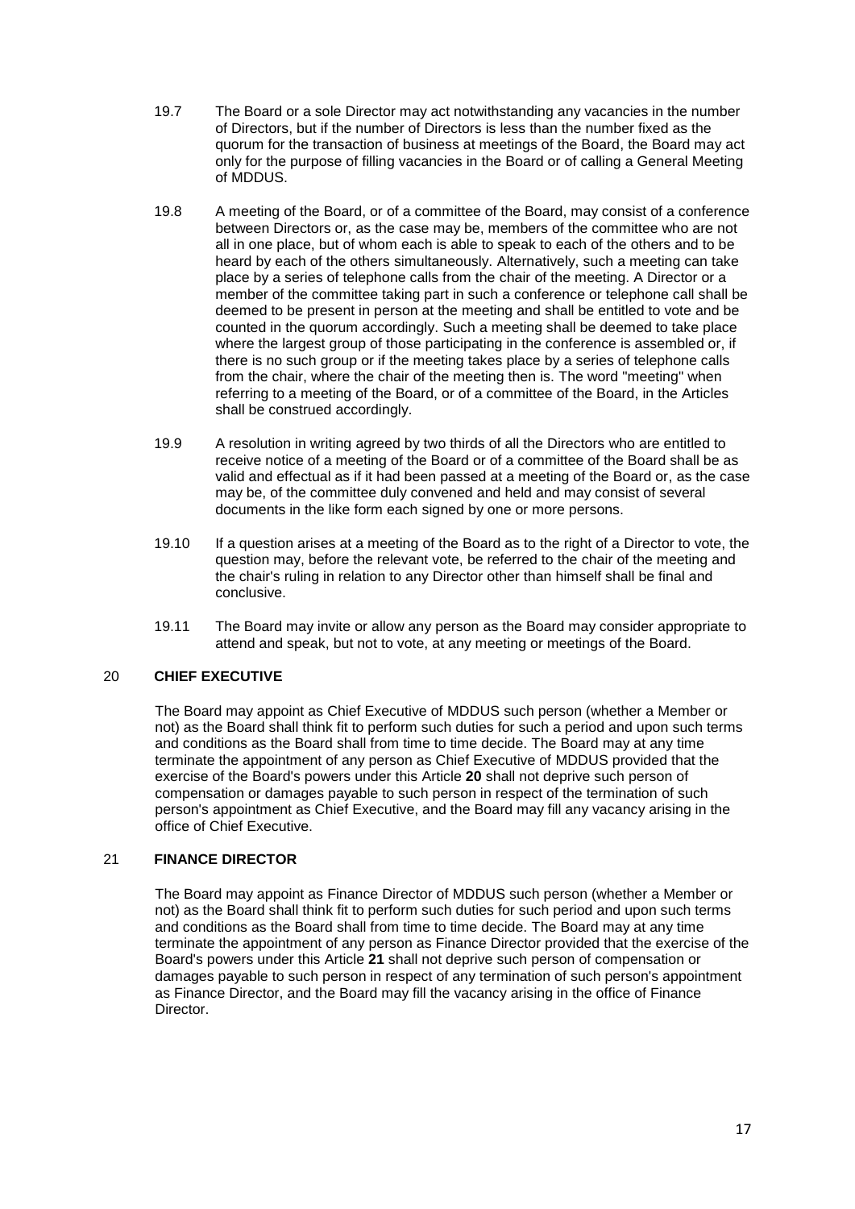19.7 The Board or a sole Director may act notwithstanding any vacancies in the number of Directors, but if the number of Directors is less than the number fixed as the quorum for the transaction of business at meetings of the Board, the Board may act only for the purpose of filling vacancies in the Board or of calling a General Meeting of MDDUS.

19.8 A meeting of the Board, or of a committee of the Board, may consist of a conference between Directors or, as the case may be, members of the committee who are not all in one place, but of whom each is able to speak to each of the others and to be heard by each of the others simultaneously. Alternatively, such a meeting can take place by a series of telephone calls from the chair of the meeting. A Director or a member of the committee taking part in such a conference or telephone call shall be deemed to be present in person at the meeting and shall be entitled to vote and be counted in the quorum accordingly. Such a meeting shall be deemed to take place where the largest group of those participating in the conference is assembled or, if there is no such group or if the meeting takes place by a series of telephone calls from the chair, where the chair of the meeting then is. The word "meeting" when referring to a meeting of the Board, or of a committee of the Board, in the Articles shall be construed accordingly.

19.9 A resolution in writing agreed by two thirds of all the Directors who are entitled to receive notice of a meeting of the Board or of a committee of the Board shall be as valid and effectual as if it had been passed at a meeting of the Board or, as the case may be, of the committee duly convened and held and may consist of several documents in the like form each signed by one or more persons.

19.10 If a question arises at a meeting of the Board as to the right of a Director to vote, the question may, before the relevant vote, be referred to the chair of the meeting and the chair's ruling in relation to any Director other than himself shall be final and conclusive.

19.11 The Board may invite or allow any person as the Board may consider appropriate to attend and speak, but not to vote, at any meeting or meetings of the Board.

## 20 CHIEF EXECUTIVE

The Board may appoint as Chief Executive of MDDUS such person (whether a Member or not) as the Board shall think fit to perform such duties for such a period and upon such terms and conditions as the Board shall from time to time decide. The Board may at any time terminate the appointment of any person as Chief Executive of MDDUS provided that the exercise of the Board's powers under this Article **20** shall not deprive such person of compensation or damages payable to such person in respect of the termination of such person's appointment as Chief Executive, and the Board may fill any vacancy arising in the office of Chief Executive.

## 21 FINANCE DIRECTOR

The Board may appoint as Finance Director of MDDUS such person (whether a Member or not) as the Board shall think fit to perform such duties for such period and upon such terms and conditions as the Board shall from time to time decide. The Board may at any time terminate the appointment of any person as Finance Director provided that the exercise of the Board's powers under this Article **21** shall not deprive such person of compensation or damages payable to such person in respect of any termination of such person's appointment as Finance Director, and the Board may fill the vacancy arising in the office of Finance Director.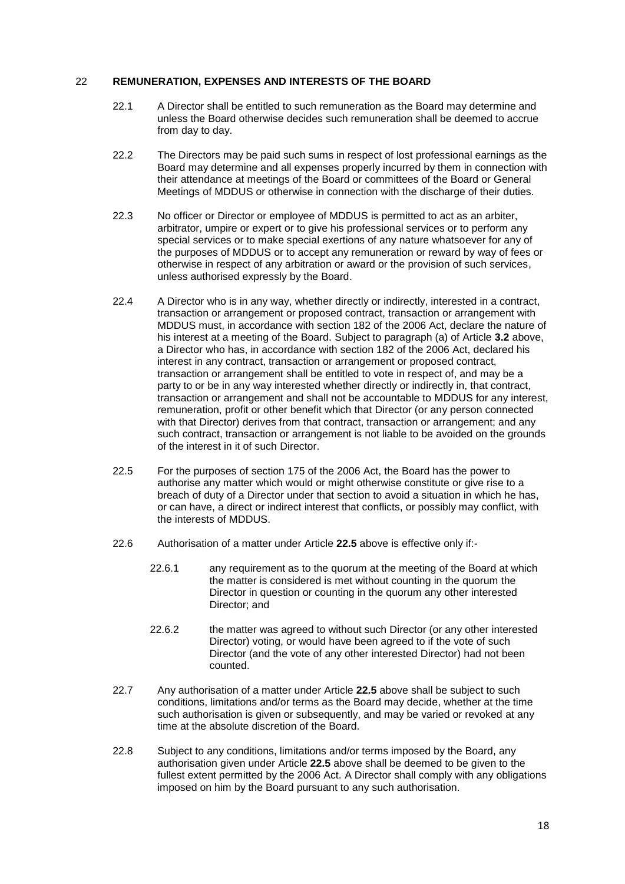## 22 REMUNERATION, EXPENSES AND INTERESTS OF THE BOARD

22.1 A Director shall be entitled to such remuneration as the Board may determine and unless the Board otherwise decides such remuneration shall be deemed to accrue from day to day.

22.2 The Directors may be paid such sums in respect of lost professional earnings as the Board may determine and all expenses properly incurred by them in connection with their attendance at meetings of the Board or committees of the Board or General Meetings of MDDUS or otherwise in connection with the discharge of their duties.

22.3 No officer or Director or employee of MDDUS is permitted to act as an arbiter, arbitrator, umpire or expert or to give his professional services or to perform any special services or to make special exertions of any nature whatsoever for any of the purposes of MDDUS or to accept any remuneration or reward by way of fees or otherwise in respect of any arbitration or award or the provision of such services, unless authorised expressly by the Board.

22.4 A Director who is in any way, whether directly or indirectly, interested in a contract, transaction or arrangement or proposed contract, transaction or arrangement with MDDUS must, in accordance with section 182 of the 2006 Act, declare the nature of his interest at a meeting of the Board. Subject to paragraph (a) of Article **3.2** above, a Director who has, in accordance with section 182 of the 2006 Act, declared his interest in any contract, transaction or arrangement or proposed contract, transaction or arrangement shall be entitled to vote in respect of, and may be a party to or be in any way interested whether directly or indirectly in, that contract, transaction or arrangement and shall not be accountable to MDDUS for any interest, remuneration, profit or other benefit which that Director (or any person connected with that Director) derives from that contract, transaction or arrangement; and any such contract, transaction or arrangement is not liable to be avoided on the grounds of the interest in it of such Director.

22.5 For the purposes of section 175 of the 2006 Act, the Board has the power to authorise any matter which would or might otherwise constitute or give rise to a breach of duty of a Director under that section to avoid a situation in which he has, or can have, a direct or indirect interest that conflicts, or possibly may conflict, with the interests of MDDUS.

22.6 Authorisation of a matter under Article **22.5** above is effective only if:-

22.6.1 any requirement as to the quorum at the meeting of the Board at which the matter is considered is met without counting in the quorum the Director in question or counting in the quorum any other interested Director; and

22.6.2 the matter was agreed to without such Director (or any other interested Director) voting, or would have been agreed to if the vote of such Director (and the vote of any other interested Director) had not been counted.

22.7 Any authorisation of a matter under Article **22.5** above shall be subject to such conditions, limitations and/or terms as the Board may decide, whether at the time such authorisation is given or subsequently, and may be varied or revoked at any time at the absolute discretion of the Board.

22.8 Subject to any conditions, limitations and/or terms imposed by the Board, any authorisation given under Article **22.5** above shall be deemed to be given to the fullest extent permitted by the 2006 Act. A Director shall comply with any obligations imposed on him by the Board pursuant to any such authorisation.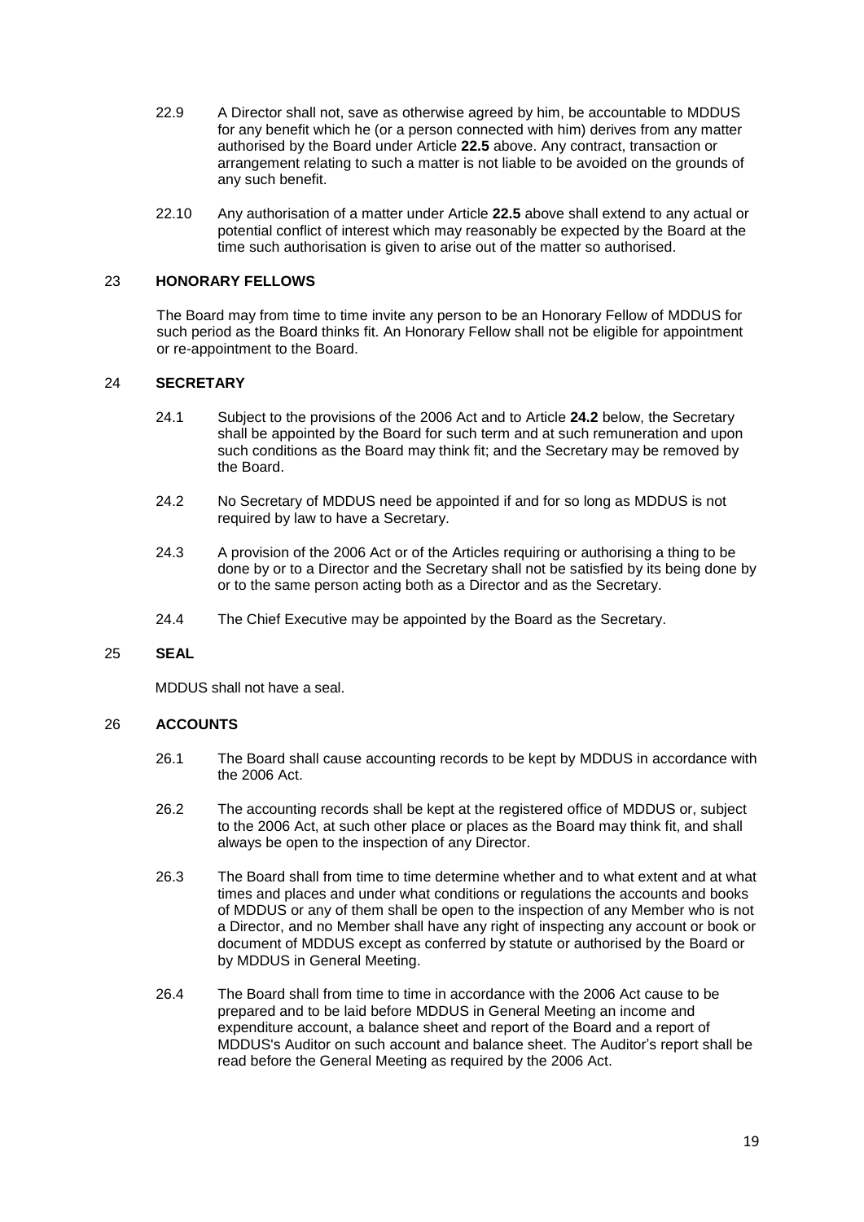22.9 A Director shall not, save as otherwise agreed by him, be accountable to MDDUS for any benefit which he (or a person connected with him) derives from any matter authorised by the Board under Article **22.5** above. Any contract, transaction or arrangement relating to such a matter is not liable to be avoided on the grounds of any such benefit.

22.10 Any authorisation of a matter under Article **22.5** above shall extend to any actual or potential conflict of interest which may reasonably be expected by the Board at the time such authorisation is given to arise out of the matter so authorised.

## 23 HONORARY FELLOWS

The Board may from time to time invite any person to be an Honorary Fellow of MDDUS for such period as the Board thinks fit. An Honorary Fellow shall not be eligible for appointment or re-appointment to the Board.

## 24 SECRETARY

24.1 Subject to the provisions of the 2006 Act and to Article **24.2** below, the Secretary shall be appointed by the Board for such term and at such remuneration and upon such conditions as the Board may think fit; and the Secretary may be removed by the Board.

24.2 No Secretary of MDDUS need be appointed if and for so long as MDDUS is not required by law to have a Secretary.

24.3 A provision of the 2006 Act or of the Articles requiring or authorising a thing to be done by or to a Director and the Secretary shall not be satisfied by its being done by or to the same person acting both as a Director and as the Secretary.

24.4 The Chief Executive may be appointed by the Board as the Secretary.

## 25 SEAL

MDDUS shall not have a seal.

## 26 ACCOUNTS

26.1 The Board shall cause accounting records to be kept by MDDUS in accordance with the 2006 Act.

26.2 The accounting records shall be kept at the registered office of MDDUS or, subject to the 2006 Act, at such other place or places as the Board may think fit, and shall always be open to the inspection of any Director.

26.3 The Board shall from time to time determine whether and to what extent and at what times and places and under what conditions or regulations the accounts and books of MDDUS or any of them shall be open to the inspection of any Member who is not a Director, and no Member shall have any right of inspecting any account or book or document of MDDUS except as conferred by statute or authorised by the Board or by MDDUS in General Meeting.

26.4 The Board shall from time to time in accordance with the 2006 Act cause to be prepared and to be laid before MDDUS in General Meeting an income and expenditure account, a balance sheet and report of the Board and a report of MDDUS's Auditor on such account and balance sheet. The Auditor's report shall be read before the General Meeting as required by the 2006 Act.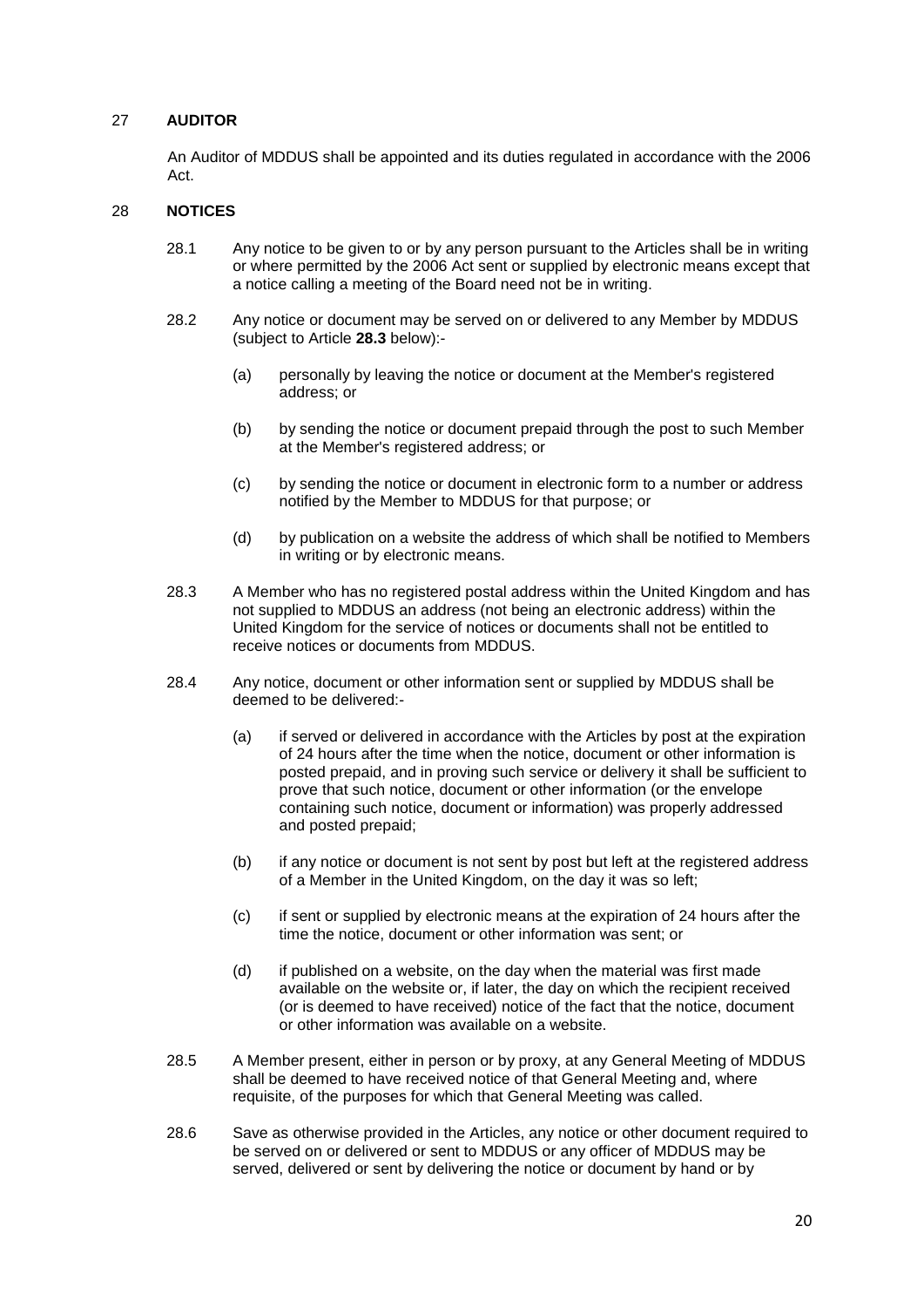## 27 AUDITOR

An Auditor of MDDUS shall be appointed and its duties regulated in accordance with the 2006 Act.

## 28 NOTICES

28.1 Any notice to be given to or by any person pursuant to the Articles shall be in writing or where permitted by the 2006 Act sent or supplied by electronic means except that a notice calling a meeting of the Board need not be in writing.

28.2 Any notice or document may be served on or delivered to any Member by MDDUS (subject to Article **28.3** below):-

(a) personally by leaving the notice or document at the Member's registered address; or

(b) by sending the notice or document prepaid through the post to such Member at the Member's registered address; or

(c) by sending the notice or document in electronic form to a number or address notified by the Member to MDDUS for that purpose; or

(d) by publication on a website the address of which shall be notified to Members in writing or by electronic means.

28.3 A Member who has no registered postal address within the United Kingdom and has not supplied to MDDUS an address (not being an electronic address) within the United Kingdom for the service of notices or documents shall not be entitled to receive notices or documents from MDDUS.

28.4 Any notice, document or other information sent or supplied by MDDUS shall be deemed to be delivered:-

(a) if served or delivered in accordance with the Articles by post at the expiration of 24 hours after the time when the notice, document or other information is posted prepaid, and in proving such service or delivery it shall be sufficient to prove that such notice, document or other information (or the envelope containing such notice, document or information) was properly addressed and posted prepaid;

(b) if any notice or document is not sent by post but left at the registered address of a Member in the United Kingdom, on the day it was so left;

(c) if sent or supplied by electronic means at the expiration of 24 hours after the time the notice, document or other information was sent; or

(d) if published on a website, on the day when the material was first made available on the website or, if later, the day on which the recipient received (or is deemed to have received) notice of the fact that the notice, document or other information was available on a website.

28.5 A Member present, either in person or by proxy, at any General Meeting of MDDUS shall be deemed to have received notice of that General Meeting and, where requisite, of the purposes for which that General Meeting was called.

28.6 Save as otherwise provided in the Articles, any notice or other document required to be served on or delivered or sent to MDDUS or any officer of MDDUS may be served, delivered or sent by delivering the notice or document by hand or by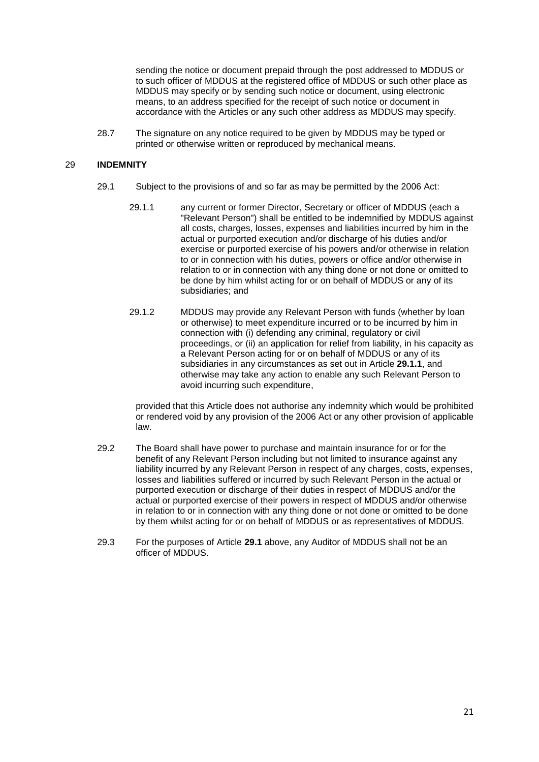sending the notice or document prepaid through the post addressed to MDDUS or to such officer of MDDUS at the registered office of MDDUS or such other place as MDDUS may specify or by sending such notice or document, using electronic means, to an address specified for the receipt of such notice or document in accordance with the Articles or any such other address as MDDUS may specify.

28.7 The signature on any notice required to be given by MDDUS may be typed or printed or otherwise written or reproduced by mechanical means.

## 29 INDEMNITY

29.1 Subject to the provisions of and so far as may be permitted by the 2006 Act:

29.1.1 any current or former Director, Secretary or officer of MDDUS (each a "Relevant Person") shall be entitled to be indemnified by MDDUS against all costs, charges, losses, expenses and liabilities incurred by him in the actual or purported execution and/or discharge of his duties and/or exercise or purported exercise of his powers and/or otherwise in relation to or in connection with his duties, powers or office and/or otherwise in relation to or in connection with any thing done or not done or omitted to be done by him whilst acting for or on behalf of MDDUS or any of its subsidiaries; and

29.1.2 MDDUS may provide any Relevant Person with funds (whether by loan or otherwise) to meet expenditure incurred or to be incurred by him in connection with (i) defending any criminal, regulatory or civil proceedings, or (ii) an application for relief from liability, in his capacity as a Relevant Person acting for or on behalf of MDDUS or any of its subsidiaries in any circumstances as set out in Article **29.1.1**, and otherwise may take any action to enable any such Relevant Person to avoid incurring such expenditure,

provided that this Article does not authorise any indemnity which would be prohibited or rendered void by any provision of the 2006 Act or any other provision of applicable law.

29.2 The Board shall have power to purchase and maintain insurance for or for the benefit of any Relevant Person including but not limited to insurance against any liability incurred by any Relevant Person in respect of any charges, costs, expenses, losses and liabilities suffered or incurred by such Relevant Person in the actual or purported execution or discharge of their duties in respect of MDDUS and/or the actual or purported exercise of their powers in respect of MDDUS and/or otherwise in relation to or in connection with any thing done or not done or omitted to be done by them whilst acting for or on behalf of MDDUS or as representatives of MDDUS.

29.3 For the purposes of Article **29.1** above, any Auditor of MDDUS shall not be an officer of MDDUS.